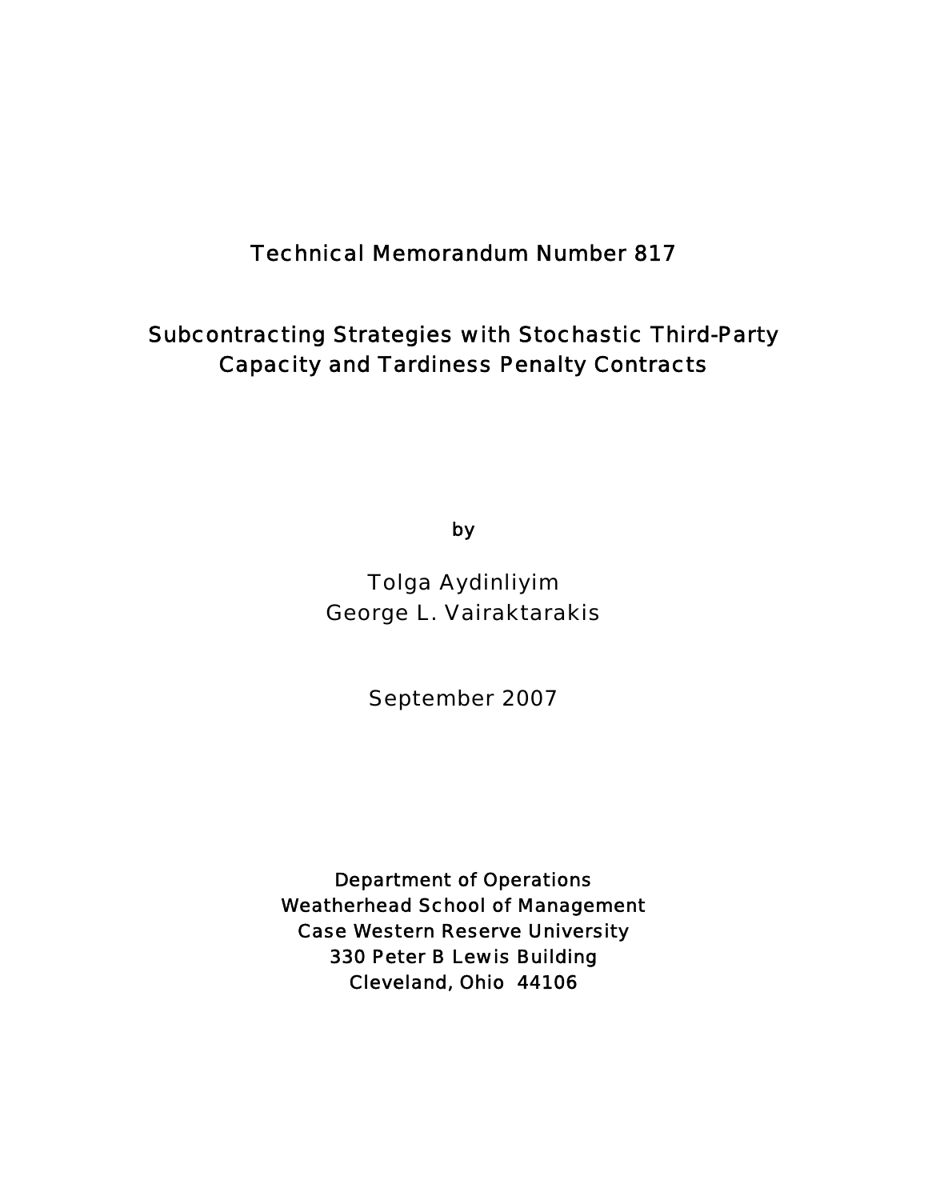Technical Memorandum Number 817

# Subcontracting Strategies with Stochastic Third-Party Capacity and Tardiness Penalty Contracts

by

Tolga Aydinliyim
George L. Vairaktarakis

September 2007

Department of Operations
Weatherhead School of Management
Case Western Reserve University
330 Peter B Lewis Building
Cleveland, Ohio 44106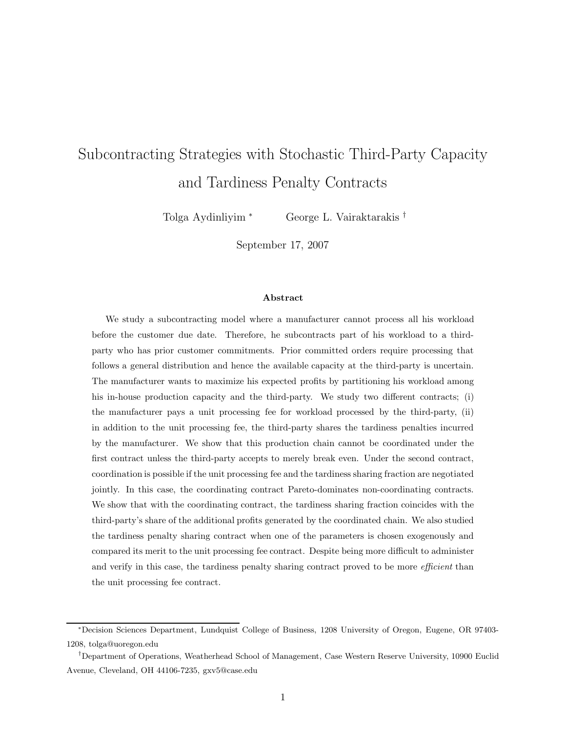# Subcontracting Strategies with Stochastic Third-Party Capacity and Tardiness Penalty Contracts

Tolga Aydinliyim [*] George L. Vairaktarakis [†]

September 17, 2007

### Abstract

We study a subcontracting model where a manufacturer cannot process all his workload before the customer due date. Therefore, he subcontracts part of his workload to a third-party who has prior customer commitments. Prior committed orders require processing that follows a general distribution and hence the available capacity at the third-party is uncertain. The manufacturer wants to maximize his expected profits by partitioning his workload among his in-house production capacity and the third-party. We study two different contracts; (i) the manufacturer pays a unit processing fee for workload processed by the third-party, (ii) in addition to the unit processing fee, the third-party shares the tardiness penalties incurred by the manufacturer. We show that this production chain cannot be coordinated under the first contract unless the third-party accepts to merely break even. Under the second contract, coordination is possible if the unit processing fee and the tardiness sharing fraction are negotiated jointly. In this case, the coordinating contract Pareto-dominates non-coordinating contracts. We show that with the coordinating contract, the tardiness sharing fraction coincides with the third-party's share of the additional profits generated by the coordinated chain. We also studied the tardiness penalty sharing contract when one of the parameters is chosen exogenously and compared its merit to the unit processing fee contract. Despite being more difficult to administer and verify in this case, the tardiness penalty sharing contract proved to be more *efficient* than the unit processing fee contract.

---

[*] Decision Sciences Department, Lundquist College of Business, 1208 University of Oregon, Eugene, OR 97403-1208, tolga@uoregon.edu

[†] Department of Operations, Weatherhead School of Management, Case Western Reserve University, 10900 Euclid Avenue, Cleveland, OH 44106-7235, gxv5@case.edu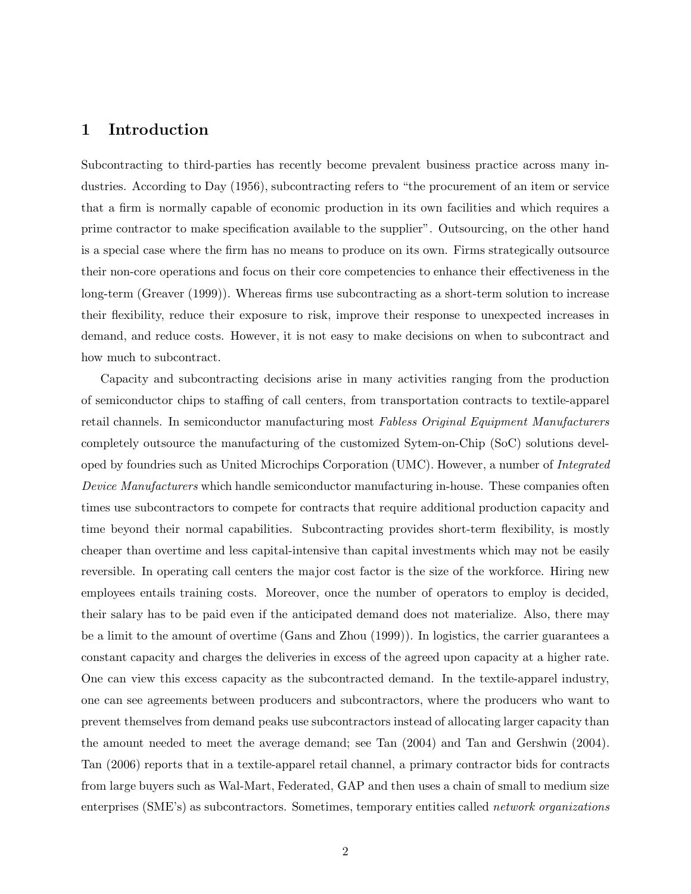## 1 Introduction

Subcontracting to third-parties has recently become prevalent business practice across many industries. According to Day (1956), subcontracting refers to "the procurement of an item or service that a firm is normally capable of economic production in its own facilities and which requires a prime contractor to make specification available to the supplier". Outsourcing, on the other hand is a special case where the firm has no means to produce on its own. Firms strategically outsource their non-core operations and focus on their core competencies to enhance their effectiveness in the long-term (Greaver (1999)). Whereas firms use subcontracting as a short-term solution to increase their flexibility, reduce their exposure to risk, improve their response to unexpected increases in demand, and reduce costs. However, it is not easy to make decisions on when to subcontract and how much to subcontract.

Capacity and subcontracting decisions arise in many activities ranging from the production of semiconductor chips to staffing of call centers, from transportation contracts to textile-apparel retail channels. In semiconductor manufacturing most *Fabless Original Equipment Manufacturers* completely outsource the manufacturing of the customized Sytem-on-Chip (SoC) solutions developed by foundries such as United Microchips Corporation (UMC). However, a number of *Integrated Device Manufacturers* which handle semiconductor manufacturing in-house. These companies often times use subcontractors to compete for contracts that require additional production capacity and time beyond their normal capabilities. Subcontracting provides short-term flexibility, is mostly cheaper than overtime and less capital-intensive than capital investments which may not be easily reversible. In operating call centers the major cost factor is the size of the workforce. Hiring new employees entails training costs. Moreover, once the number of operators to employ is decided, their salary has to be paid even if the anticipated demand does not materialize. Also, there may be a limit to the amount of overtime (Gans and Zhou (1999)). In logistics, the carrier guarantees a constant capacity and charges the deliveries in excess of the agreed upon capacity at a higher rate. One can view this excess capacity as the subcontracted demand. In the textile-apparel industry, one can see agreements between producers and subcontractors, where the producers who want to prevent themselves from demand peaks use subcontractors instead of allocating larger capacity than the amount needed to meet the average demand; see Tan (2004) and Tan and Gershwin (2004). Tan (2006) reports that in a textile-apparel retail channel, a primary contractor bids for contracts from large buyers such as Wal-Mart, Federated, GAP and then uses a chain of small to medium size enterprises (SME's) as subcontractors. Sometimes, temporary entities called *network organizations*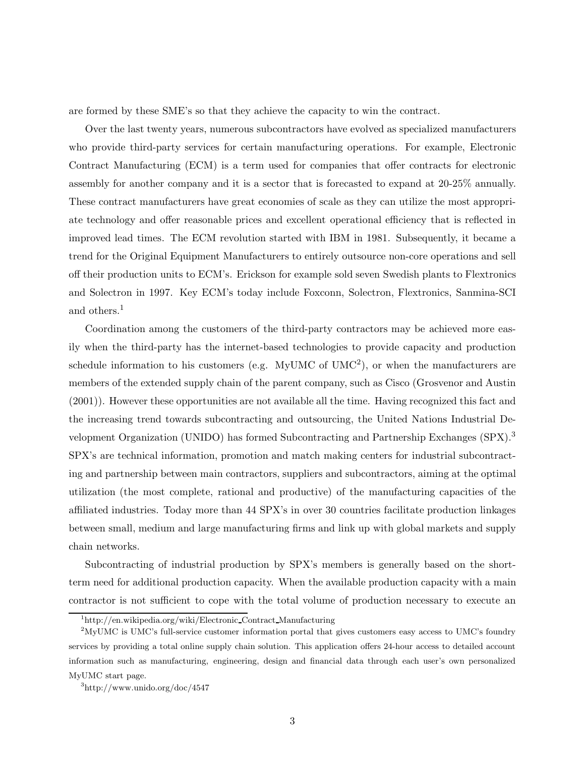are formed by these SME's so that they achieve the capacity to win the contract.

Over the last twenty years, numerous subcontractors have evolved as specialized manufacturers who provide third-party services for certain manufacturing operations. For example, Electronic Contract Manufacturing (ECM) is a term used for companies that offer contracts for electronic assembly for another company and it is a sector that is forecasted to expand at 20-25% annually. These contract manufacturers have great economies of scale as they can utilize the most appropriate technology and offer reasonable prices and excellent operational efficiency that is reflected in improved lead times. The ECM revolution started with IBM in 1981. Subsequently, it became a trend for the Original Equipment Manufacturers to entirely outsource non-core operations and sell off their production units to ECM's. Erickson for example sold seven Swedish plants to Flextronics and Solectron in 1997. Key ECM's today include Foxconn, Solectron, Flextronics, Sanmina-SCI and others.[1]

Coordination among the customers of the third-party contractors may be achieved more easily when the third-party has the internet-based technologies to provide capacity and production schedule information to his customers (e.g. MyUMC of UMC[2]), or when the manufacturers are members of the extended supply chain of the parent company, such as Cisco (Grosvenor and Austin (2001)). However these opportunities are not available all the time. Having recognized this fact and the increasing trend towards subcontracting and outsourcing, the United Nations Industrial Development Organization (UNIDO) has formed Subcontracting and Partnership Exchanges (SPX).[3] SPX's are technical information, promotion and match making centers for industrial subcontracting and partnership between main contractors, suppliers and subcontractors, aiming at the optimal utilization (the most complete, rational and productive) of the manufacturing capacities of the affiliated industries. Today more than 44 SPX's in over 30 countries facilitate production linkages between small, medium and large manufacturing firms and link up with global markets and supply chain networks.

Subcontracting of industrial production by SPX's members is generally based on the short-term need for additional production capacity. When the available production capacity with a main contractor is not sufficient to cope with the total volume of production necessary to execute an

---

[1] http://en.wikipedia.org/wiki/Electronic_Contract_Manufacturing

[2] MyUMC is UMC's full-service customer information portal that gives customers easy access to UMC's foundry services by providing a total online supply chain solution. This application offers 24-hour access to detailed account information such as manufacturing, engineering, design and financial data through each user's own personalized MyUMC start page.

[3] http://www.unido.org/doc/4547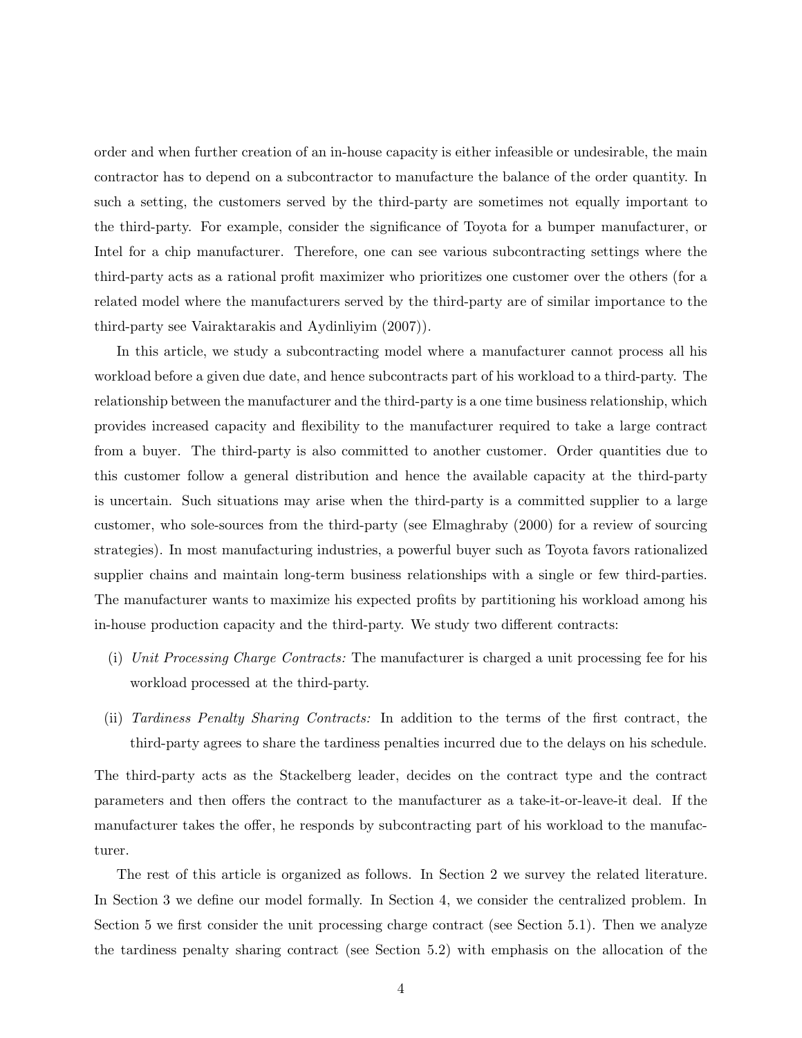order and when further creation of an in-house capacity is either infeasible or undesirable, the main contractor has to depend on a subcontractor to manufacture the balance of the order quantity. In such a setting, the customers served by the third-party are sometimes not equally important to the third-party. For example, consider the significance of Toyota for a bumper manufacturer, or Intel for a chip manufacturer. Therefore, one can see various subcontracting settings where the third-party acts as a rational profit maximizer who prioritizes one customer over the others (for a related model where the manufacturers served by the third-party are of similar importance to the third-party see Vairaktarakis and Aydinliyim (2007)).

In this article, we study a subcontracting model where a manufacturer cannot process all his workload before a given due date, and hence subcontracts part of his workload to a third-party. The relationship between the manufacturer and the third-party is a one time business relationship, which provides increased capacity and flexibility to the manufacturer required to take a large contract from a buyer. The third-party is also committed to another customer. Order quantities due to this customer follow a general distribution and hence the available capacity at the third-party is uncertain. Such situations may arise when the third-party is a committed supplier to a large customer, who sole-sources from the third-party (see Elmaghraby (2000) for a review of sourcing strategies). In most manufacturing industries, a powerful buyer such as Toyota favors rationalized supplier chains and maintain long-term business relationships with a single or few third-parties. The manufacturer wants to maximize his expected profits by partitioning his workload among his in-house production capacity and the third-party. We study two different contracts:

(i) *Unit Processing Charge Contracts:* The manufacturer is charged a unit processing fee for his workload processed at the third-party.

(ii) *Tardiness Penalty Sharing Contracts:* In addition to the terms of the first contract, the third-party agrees to share the tardiness penalties incurred due to the delays on his schedule.

The third-party acts as the Stackelberg leader, decides on the contract type and the contract parameters and then offers the contract to the manufacturer as a take-it-or-leave-it deal. If the manufacturer takes the offer, he responds by subcontracting part of his workload to the manufacturer.

The rest of this article is organized as follows. In Section 2 we survey the related literature. In Section 3 we define our model formally. In Section 4, we consider the centralized problem. In Section 5 we first consider the unit processing charge contract (see Section 5.1). Then we analyze the tardiness penalty sharing contract (see Section 5.2) with emphasis on the allocation of the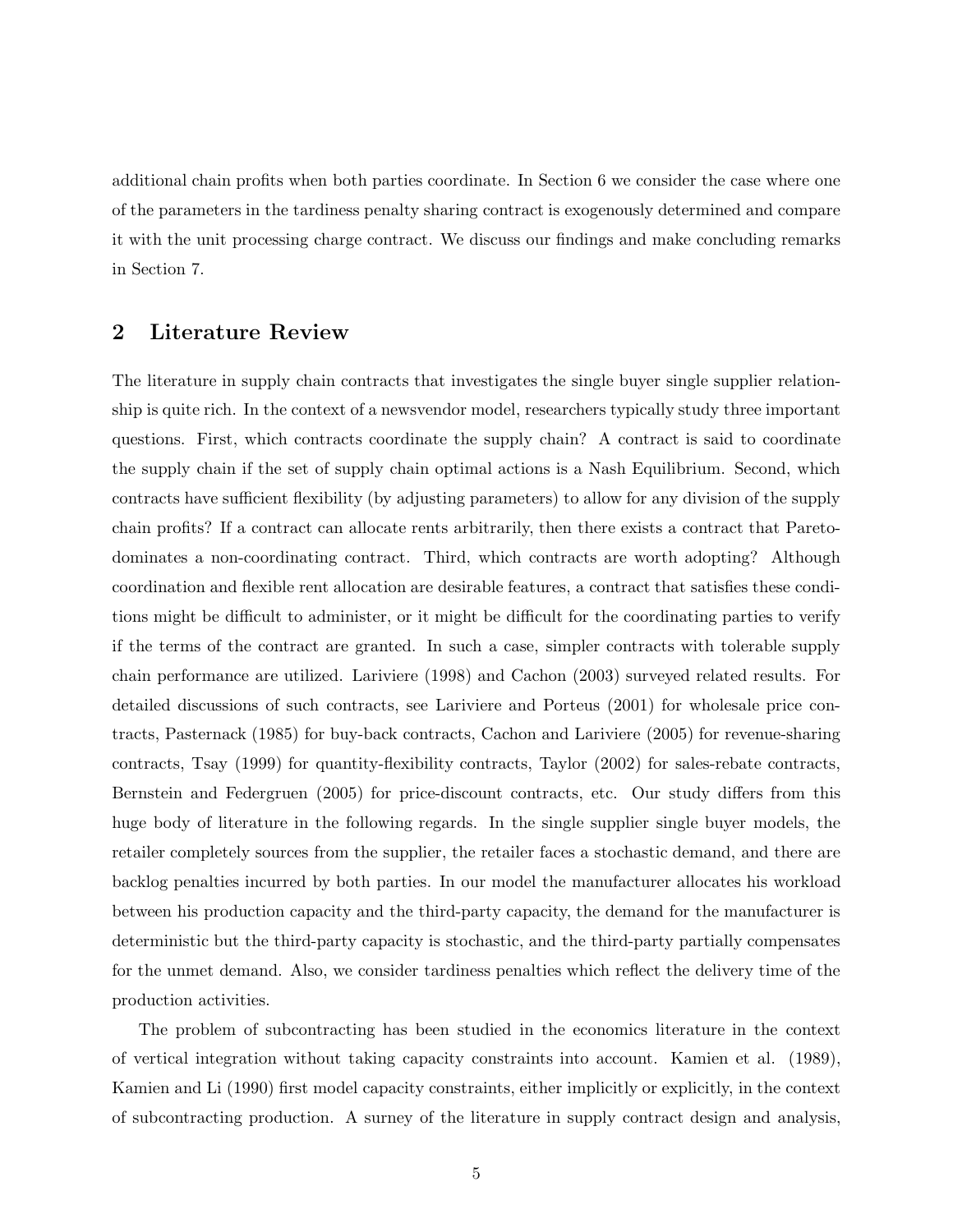additional chain profits when both parties coordinate. In Section 6 we consider the case where one of the parameters in the tardiness penalty sharing contract is exogenously determined and compare it with the unit processing charge contract. We discuss our findings and make concluding remarks in Section 7.

## 2 Literature Review

The literature in supply chain contracts that investigates the single buyer single supplier relationship is quite rich. In the context of a newsvendor model, researchers typically study three important questions. First, which contracts coordinate the supply chain? A contract is said to coordinate the supply chain if the set of supply chain optimal actions is a Nash Equilibrium. Second, which contracts have sufficient flexibility (by adjusting parameters) to allow for any division of the supply chain profits? If a contract can allocate rents arbitrarily, then there exists a contract that Pareto-dominates a non-coordinating contract. Third, which contracts are worth adopting? Although coordination and flexible rent allocation are desirable features, a contract that satisfies these conditions might be difficult to administer, or it might be difficult for the coordinating parties to verify if the terms of the contract are granted. In such a case, simpler contracts with tolerable supply chain performance are utilized. Lariviere (1998) and Cachon (2003) surveyed related results. For detailed discussions of such contracts, see Lariviere and Porteus (2001) for wholesale price contracts, Pasternack (1985) for buy-back contracts, Cachon and Lariviere (2005) for revenue-sharing contracts, Tsay (1999) for quantity-flexibility contracts, Taylor (2002) for sales-rebate contracts, Bernstein and Federgruen (2005) for price-discount contracts, etc. Our study differs from this huge body of literature in the following regards. In the single supplier single buyer models, the retailer completely sources from the supplier, the retailer faces a stochastic demand, and there are backlog penalties incurred by both parties. In our model the manufacturer allocates his workload between his production capacity and the third-party capacity, the demand for the manufacturer is deterministic but the third-party capacity is stochastic, and the third-party partially compensates for the unmet demand. Also, we consider tardiness penalties which reflect the delivery time of the production activities.

The problem of subcontracting has been studied in the economics literature in the context of vertical integration without taking capacity constraints into account. Kamien et al. (1989), Kamien and Li (1990) first model capacity constraints, either implicitly or explicitly, in the context of subcontracting production. A surney of the literature in supply contract design and analysis,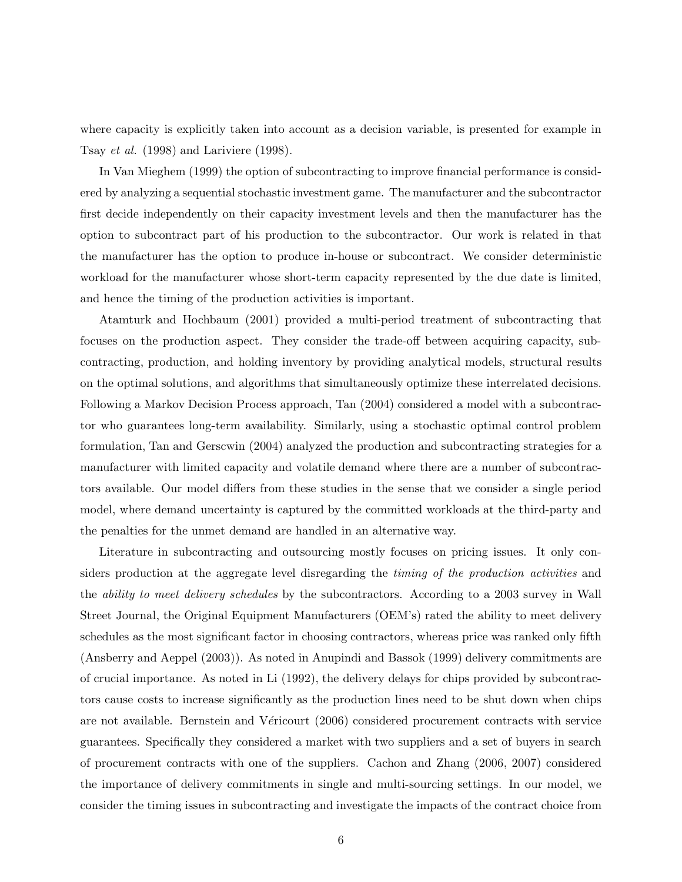where capacity is explicitly taken into account as a decision variable, is presented for example in Tsay *et al.* (1998) and Lariviere (1998).

In Van Mieghem (1999) the option of subcontracting to improve financial performance is considered by analyzing a sequential stochastic investment game. The manufacturer and the subcontractor first decide independently on their capacity investment levels and then the manufacturer has the option to subcontract part of his production to the subcontractor. Our work is related in that the manufacturer has the option to produce in-house or subcontract. We consider deterministic workload for the manufacturer whose short-term capacity represented by the due date is limited, and hence the timing of the production activities is important.

Atamturk and Hochbaum (2001) provided a multi-period treatment of subcontracting that focuses on the production aspect. They consider the trade-off between acquiring capacity, subcontracting, production, and holding inventory by providing analytical models, structural results on the optimal solutions, and algorithms that simultaneously optimize these interrelated decisions. Following a Markov Decision Process approach, Tan (2004) considered a model with a subcontractor who guarantees long-term availability. Similarly, using a stochastic optimal control problem formulation, Tan and Gerscwin (2004) analyzed the production and subcontracting strategies for a manufacturer with limited capacity and volatile demand where there are a number of subcontractors available. Our model differs from these studies in the sense that we consider a single period model, where demand uncertainty is captured by the committed workloads at the third-party and the penalties for the unmet demand are handled in an alternative way.

Literature in subcontracting and outsourcing mostly focuses on pricing issues. It only considers production at the aggregate level disregarding the *timing of the production activities* and the *ability to meet delivery schedules* by the subcontractors. According to a 2003 survey in Wall Street Journal, the Original Equipment Manufacturers (OEM's) rated the ability to meet delivery schedules as the most significant factor in choosing contractors, whereas price was ranked only fifth (Ansberry and Aeppel (2003)). As noted in Anupindi and Bassok (1999) delivery commitments are of crucial importance. As noted in Li (1992), the delivery delays for chips provided by subcontractors cause costs to increase significantly as the production lines need to be shut down when chips are not available. Bernstein and Véricourt (2006) considered procurement contracts with service guarantees. Specifically they considered a market with two suppliers and a set of buyers in search of procurement contracts with one of the suppliers. Cachon and Zhang (2006, 2007) considered the importance of delivery commitments in single and multi-sourcing settings. In our model, we consider the timing issues in subcontracting and investigate the impacts of the contract choice from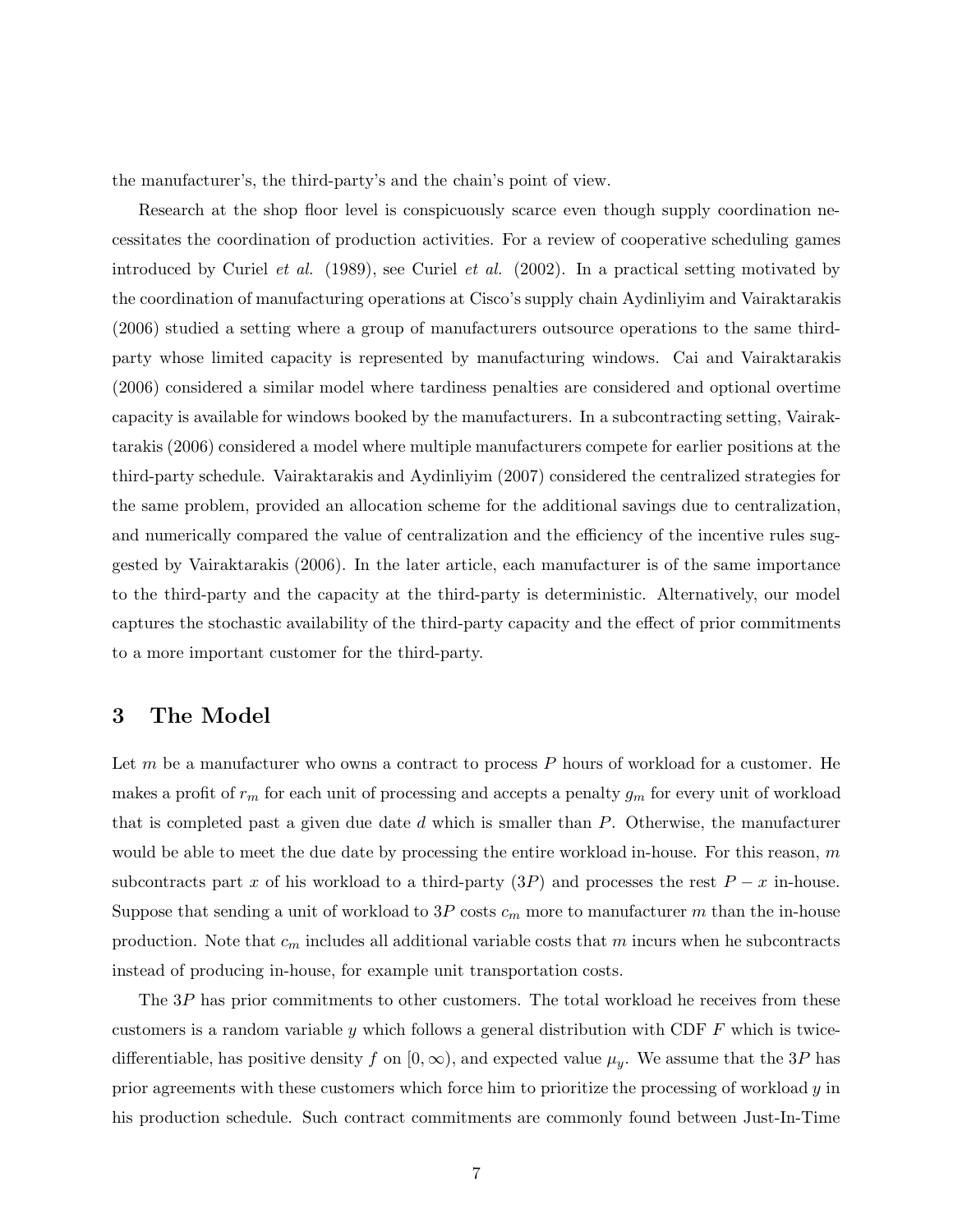the manufacturer's, the third-party's and the chain's point of view.

Research at the shop floor level is conspicuously scarce even though supply coordination necessitates the coordination of production activities. For a review of cooperative scheduling games introduced by Curiel *et al.* (1989), see Curiel *et al.* (2002). In a practical setting motivated by the coordination of manufacturing operations at Cisco's supply chain Aydinliyim and Vairaktarakis (2006) studied a setting where a group of manufacturers outsource operations to the same third-party whose limited capacity is represented by manufacturing windows. Cai and Vairaktarakis (2006) considered a similar model where tardiness penalties are considered and optional overtime capacity is available for windows booked by the manufacturers. In a subcontracting setting, Vairaktarakis (2006) considered a model where multiple manufacturers compete for earlier positions at the third-party schedule. Vairaktarakis and Aydinliyim (2007) considered the centralized strategies for the same problem, provided an allocation scheme for the additional savings due to centralization, and numerically compared the value of centralization and the efficiency of the incentive rules suggested by Vairaktarakis (2006). In the later article, each manufacturer is of the same importance to the third-party and the capacity at the third-party is deterministic. Alternatively, our model captures the stochastic availability of the third-party capacity and the effect of prior commitments to a more important customer for the third-party.

# 3 The Model

Let $m$ be a manufacturer who owns a contract to process $P$ hours of workload for a customer. He makes a profit of $r_m$ for each unit of processing and accepts a penalty $g_m$ for every unit of workload that is completed past a given due date $d$ which is smaller than $P$. Otherwise, the manufacturer would be able to meet the due date by processing the entire workload in-house. For this reason, $m$ subcontracts part $x$ of his workload to a third-party ($3P$) and processes the rest $P - x$ in-house. Suppose that sending a unit of workload to $3P$ costs $c_m$ more to manufacturer $m$ than the in-house production. Note that $c_m$ includes all additional variable costs that $m$ incurs when he subcontracts instead of producing in-house, for example unit transportation costs.

The $3P$ has prior commitments to other customers. The total workload he receives from these customers is a random variable $y$ which follows a general distribution with CDF $F$ which is twice-differentiable, has positive density $f$ on $[0, \infty)$, and expected value $\mu_y$. We assume that the $3P$ has prior agreements with these customers which force him to prioritize the processing of workload $y$ in his production schedule. Such contract commitments are commonly found between Just-In-Time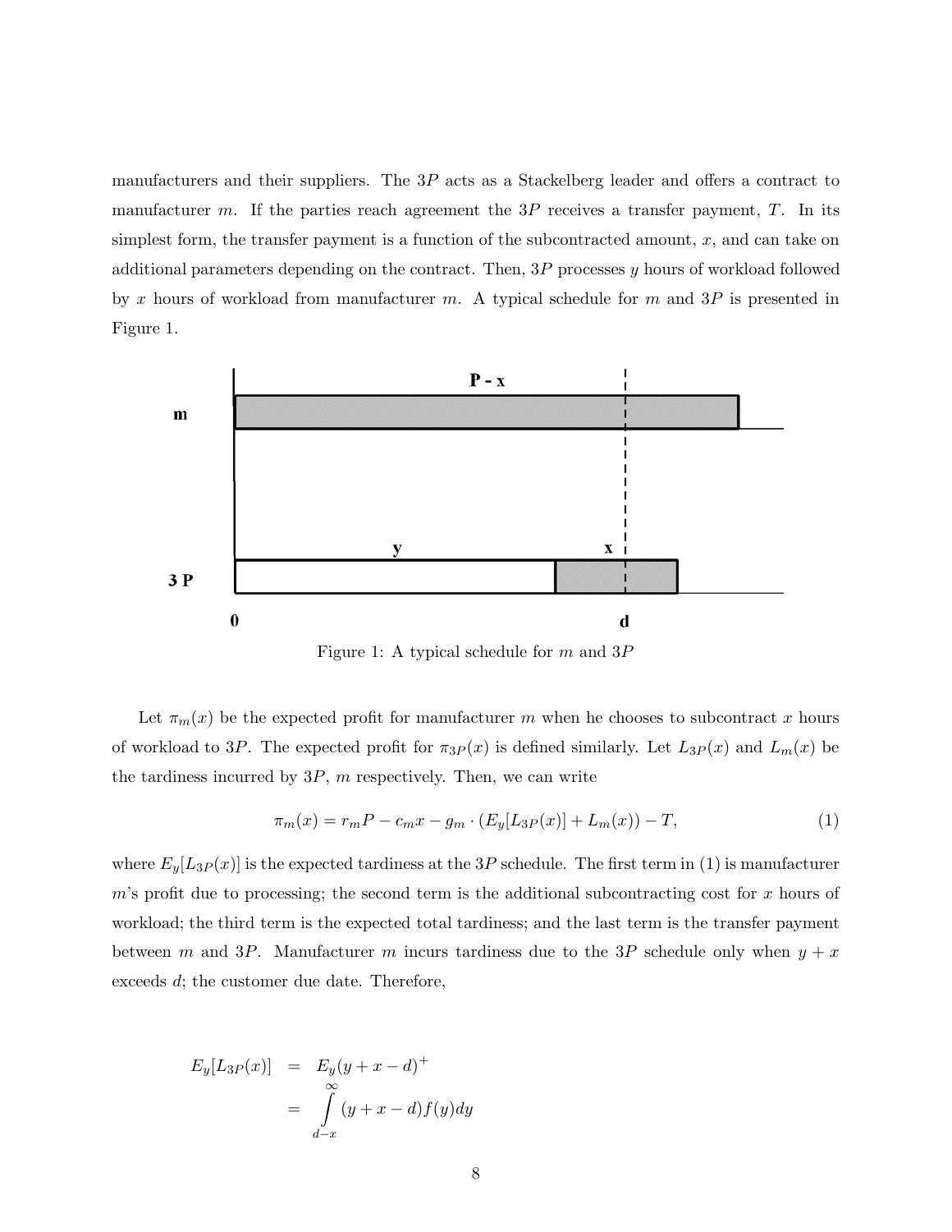manufacturers and their suppliers. The $3P$ acts as a Stackelberg leader and offers a contract to manufacturer $m$. If the parties reach agreement the $3P$ receives a transfer payment, $T$. In its simplest form, the transfer payment is a function of the subcontracted amount, $x$, and can take on additional parameters depending on the contract. Then, $3P$ processes $y$ hours of workload followed by $x$ hours of workload from manufacturer $m$. A typical schedule for $m$ and $3P$ is presented in Figure 1.

Figure 1: A typical schedule for $m$ and $3P$

Let $\pi_m(x)$ be the expected profit for manufacturer $m$ when he chooses to subcontract $x$ hours of workload to $3P$. The expected profit for $\pi_{3P}(x)$ is defined similarly. Let $L_{3P}(x)$ and $L_m(x)$ be the tardiness incurred by $3P$, $m$ respectively. Then, we can write

$$\pi_m(x) = r_m P - c_m x - g_m \cdot (E_y[L_{3P}(x)] + L_m(x)) - T, \tag{1}$$

where $E_y[L_{3P}(x)]$ is the expected tardiness at the $3P$ schedule. The first term in (1) is manufacturer $m$'s profit due to processing; the second term is the additional subcontracting cost for $x$ hours of workload; the third term is the expected total tardiness; and the last term is the transfer payment between $m$ and $3P$. Manufacturer $m$ incurs tardiness due to the $3P$ schedule only when $y + x$ exceeds $d$; the customer due date. Therefore,

$$\begin{aligned} E_y[L_{3P}(x)] &= E_y(y + x - d)^+ \\ &= \int_{d-x}^{\infty} (y + x - d) f(y) dy \end{aligned}$$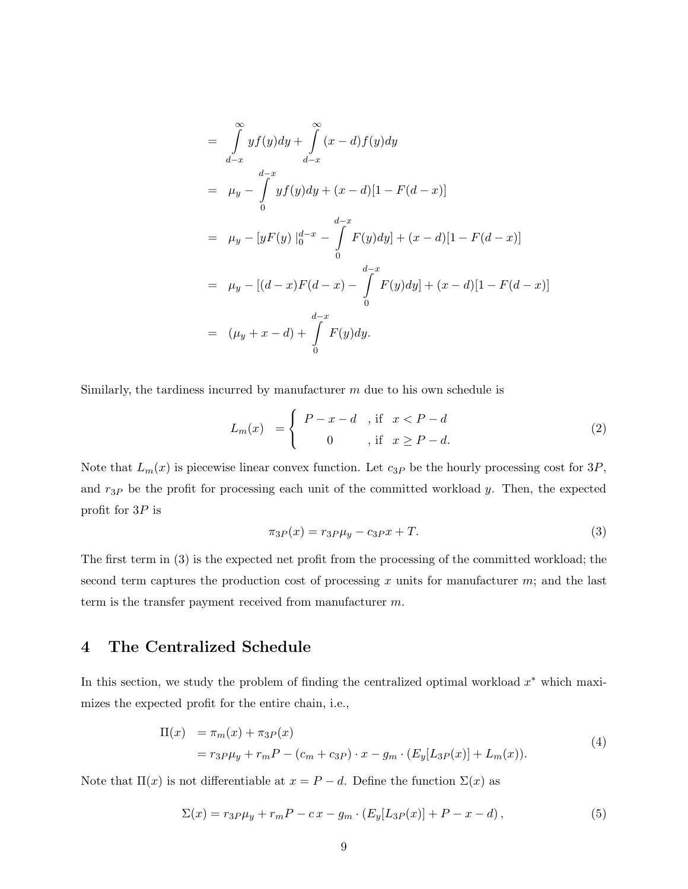$$
\begin{aligned}
&= \int_{d-x}^{\infty} y f(y) dy + \int_{d-x}^{\infty} (x-d) f(y) dy \\
&= \mu_y - \int_{0}^{d-x} y f(y) dy + (x-d)[1 - F(d-x)] \\
&= \mu_y - [y F(y) \mid_0^{d-x} - \int_0^{d-x} F(y) dy] + (x-d)[1 - F(d-x)] \\
&= \mu_y - [(d-x) F(d-x) - \int_0^{d-x} F(y) dy] + (x-d)[1 - F(d-x)] \\
&= (\mu_y + x - d) + \int_0^{d-x} F(y) dy.
\end{aligned}
$$

Similarly, the tardiness incurred by manufacturer $m$ due to his own schedule is

$$
L_m(x) \;= \begin{cases} P - x - d & \text{, if } \; x < P - d \\ 0 & \text{, if } \; x \geq P - d. \end{cases} \tag{2}
$$

Note that $L_m(x)$ is piecewise linear convex function. Let $c_{3P}$ be the hourly processing cost for $3P$, and $r_{3P}$ be the profit for processing each unit of the committed workload $y$. Then, the expected profit for $3P$ is

$$
\pi_{3P}(x) = r_{3P}\mu_y - c_{3P}x + T. \tag{3}
$$

The first term in (3) is the expected net profit from the processing of the committed workload; the second term captures the production cost of processing $x$ units for manufacturer $m$; and the last term is the transfer payment received from manufacturer $m$.

## 4 The Centralized Schedule

In this section, we study the problem of finding the centralized optimal workload $x^*$ which maximizes the expected profit for the entire chain, i.e.,

$$
\begin{aligned}
\Pi(x) &= \pi_m(x) + \pi_{3P}(x) \\
&= r_{3P}\mu_y + r_m P - (c_m + c_{3P}) \cdot x - g_m \cdot (E_y[L_{3P}(x)] + L_m(x)).
\end{aligned} \tag{4}
$$

Note that $\Pi(x)$ is not differentiable at $x = P - d$. Define the function $\Sigma(x)$ as

$$
\Sigma(x) = r_{3P}\mu_y + r_m P - c\,x - g_m \cdot (E_y[L_{3P}(x)] + P - x - d)\,, \tag{5}
$$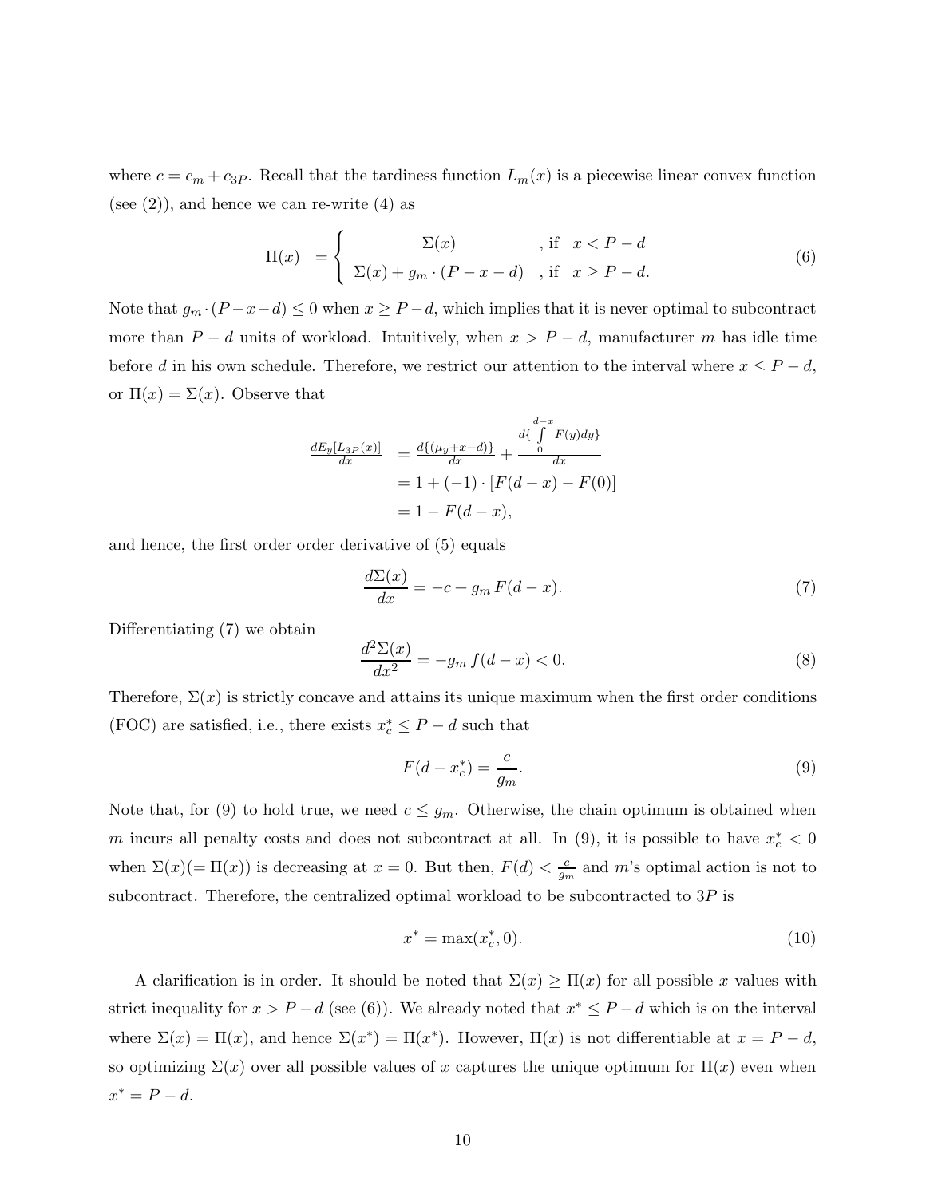where $c = c_m + c_{3P}$. Recall that the tardiness function $L_m(x)$ is a piecewise linear convex function (see (2)), and hence we can re-write (4) as

$$\Pi(x) \quad = \begin{cases} \Sigma(x) & \text{, if} \quad x < P - d \\ \Sigma(x) + g_m \cdot (P - x - d) & \text{, if} \quad x \geq P - d. \end{cases} \tag{6}$$

Note that $g_m \cdot (P - x - d) \leq 0$ when $x \geq P - d$, which implies that it is never optimal to subcontract more than $P - d$ units of workload. Intuitively, when $x > P - d$, manufacturer $m$ has idle time before $d$ in his own schedule. Therefore, we restrict our attention to the interval where $x \leq P - d$, or $\Pi(x) = \Sigma(x)$. Observe that

$$\begin{aligned} \frac{dE_y[L_{3P}(x)]}{dx} &= \frac{d\{(\mu_y + x - d)\}}{dx} + \frac{d\{\int_0^{d-x} F(y)dy\}}{dx} \\ &= 1 + (-1) \cdot [F(d - x) - F(0)] \\ &= 1 - F(d - x), \end{aligned}$$

and hence, the first order order derivative of (5) equals

$$\frac{d\Sigma(x)}{dx} = -c + g_m F(d - x). \tag{7}$$

Differentiating (7) we obtain

$$\frac{d^2\Sigma(x)}{dx^2} = -g_m f(d - x) < 0. \tag{8}$$

Therefore, $\Sigma(x)$ is strictly concave and attains its unique maximum when the first order conditions (FOC) are satisfied, i.e., there exists $x_c^* \leq P - d$ such that

$$F(d - x_c^*) = \frac{c}{g_m}. \tag{9}$$

Note that, for (9) to hold true, we need $c \leq g_m$. Otherwise, the chain optimum is obtained when $m$ incurs all penalty costs and does not subcontract at all. In (9), it is possible to have $x_c^* < 0$ when $\Sigma(x)(= \Pi(x))$ is decreasing at $x = 0$. But then, $F(d) < \frac{c}{g_m}$ and $m$'s optimal action is not to subcontract. Therefore, the centralized optimal workload to be subcontracted to $3P$ is

$$x^* = \max(x_c^*, 0). \tag{10}$$

A clarification is in order. It should be noted that $\Sigma(x) \geq \Pi(x)$ for all possible $x$ values with strict inequality for $x > P - d$ (see (6)). We already noted that $x^* \leq P - d$ which is on the interval where $\Sigma(x) = \Pi(x)$, and hence $\Sigma(x^*) = \Pi(x^*)$. However, $\Pi(x)$ is not differentiable at $x = P - d$, so optimizing $\Sigma(x)$ over all possible values of $x$ captures the unique optimum for $\Pi(x)$ even when $x^* = P - d$.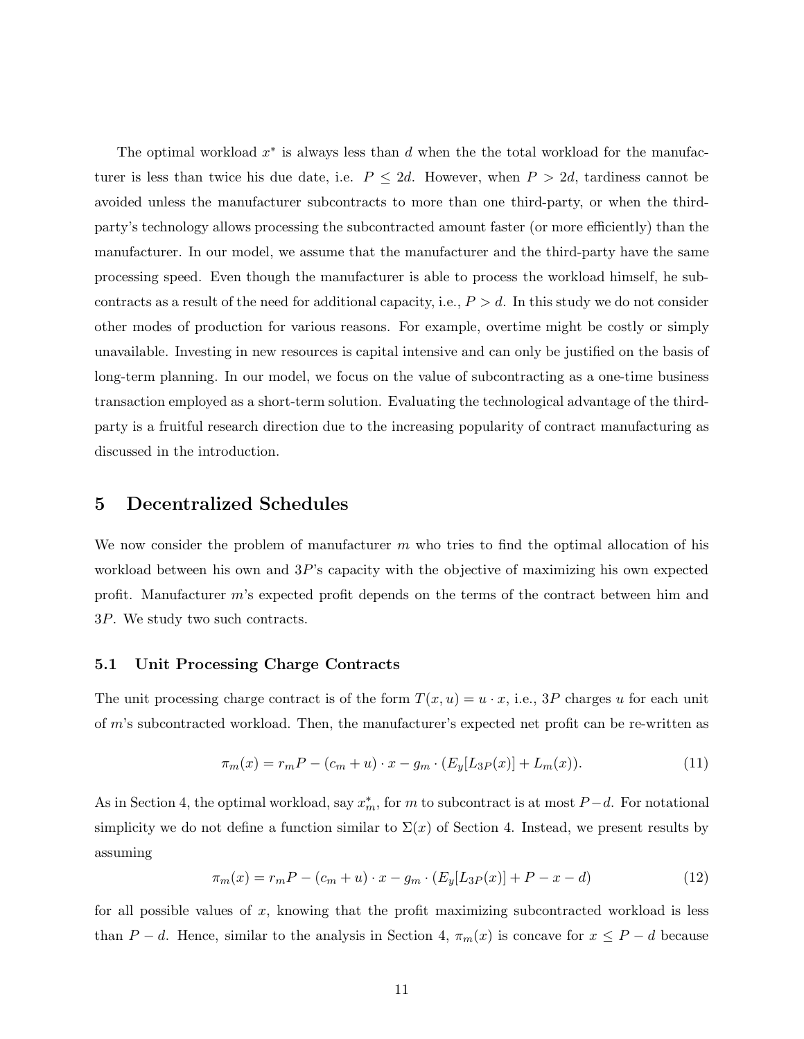The optimal workload $x^*$ is always less than $d$ when the the total workload for the manufacturer is less than twice his due date, i.e. $P \leq 2d$. However, when $P > 2d$, tardiness cannot be avoided unless the manufacturer subcontracts to more than one third-party, or when the third-party's technology allows processing the subcontracted amount faster (or more efficiently) than the manufacturer. In our model, we assume that the manufacturer and the third-party have the same processing speed. Even though the manufacturer is able to process the workload himself, he subcontracts as a result of the need for additional capacity, i.e., $P > d$. In this study we do not consider other modes of production for various reasons. For example, overtime might be costly or simply unavailable. Investing in new resources is capital intensive and can only be justified on the basis of long-term planning. In our model, we focus on the value of subcontracting as a one-time business transaction employed as a short-term solution. Evaluating the technological advantage of the third-party is a fruitful research direction due to the increasing popularity of contract manufacturing as discussed in the introduction.

# 5 Decentralized Schedules

We now consider the problem of manufacturer $m$ who tries to find the optimal allocation of his workload between his own and $3P$'s capacity with the objective of maximizing his own expected profit. Manufacturer $m$'s expected profit depends on the terms of the contract between him and $3P$. We study two such contracts.

## 5.1 Unit Processing Charge Contracts

The unit processing charge contract is of the form $T(x, u) = u \cdot x$, i.e., $3P$ charges $u$ for each unit of $m$'s subcontracted workload. Then, the manufacturer's expected net profit can be re-written as

$$\pi_m(x) = r_m P - (c_m + u) \cdot x - g_m \cdot (E_y[L_{3P}(x)] + L_m(x)). \tag{11}$$

As in Section 4, the optimal workload, say $x_m^*$, for $m$ to subcontract is at most $P-d$. For notational simplicity we do not define a function similar to $\Sigma(x)$ of Section 4. Instead, we present results by assuming

$$\pi_m(x) = r_m P - (c_m + u) \cdot x - g_m \cdot (E_y[L_{3P}(x)] + P - x - d) \tag{12}$$

for all possible values of $x$, knowing that the profit maximizing subcontracted workload is less than $P - d$. Hence, similar to the analysis in Section 4, $\pi_m(x)$ is concave for $x \leq P - d$ because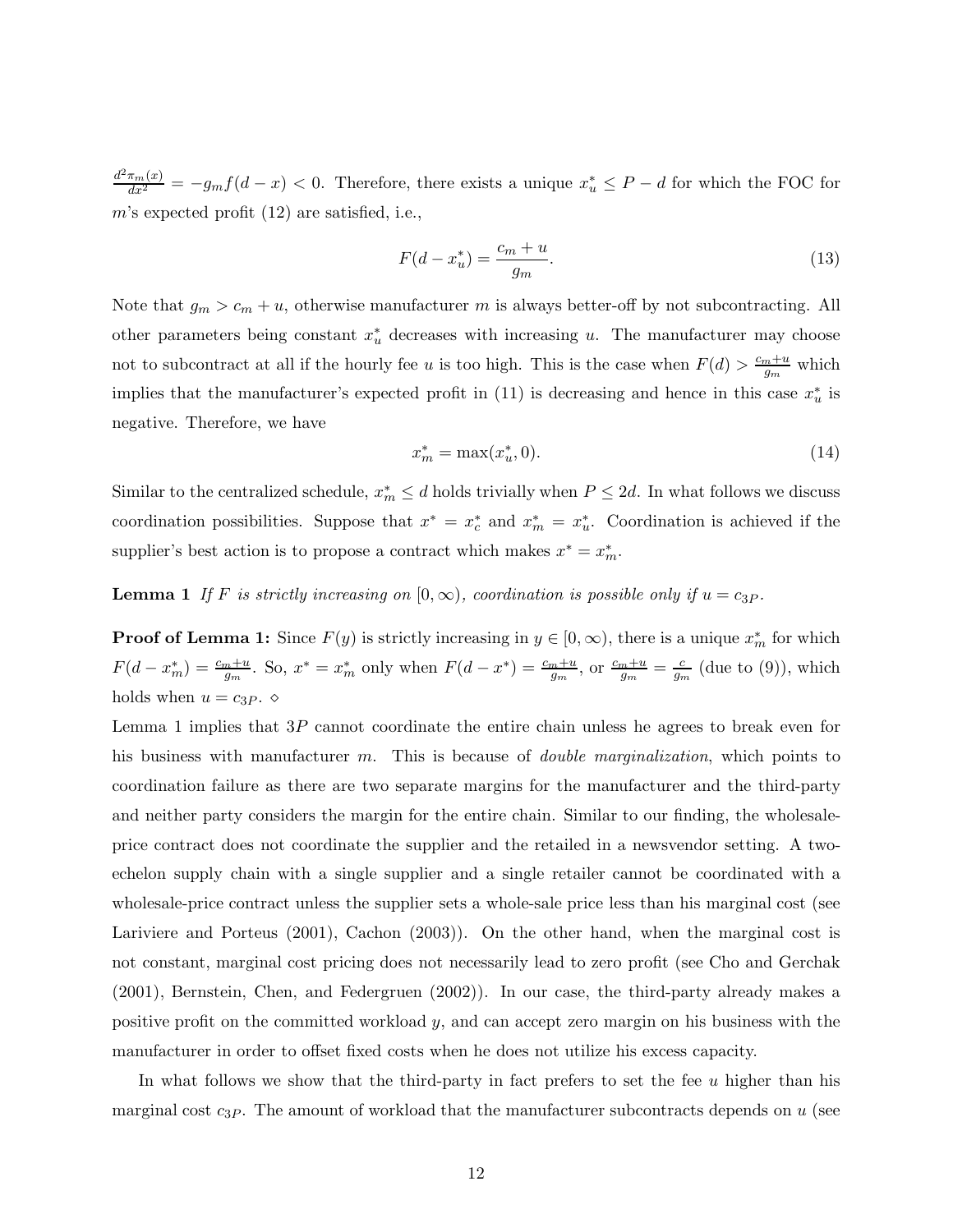$\frac{d^2\pi_m(x)}{dx^2} = -g_m f(d-x) < 0$. Therefore, there exists a unique $x_u^* \leq P-d$ for which the FOC for $m$'s expected profit (12) are satisfied, i.e.,

$$F(d - x_u^*) = \frac{c_m + u}{g_m}. \tag{13}$$

Note that $g_m > c_m + u$, otherwise manufacturer $m$ is always better-off by not subcontracting. All other parameters being constant $x_u^*$ decreases with increasing $u$. The manufacturer may choose not to subcontract at all if the hourly fee $u$ is too high. This is the case when $F(d) > \frac{c_m+u}{g_m}$ which implies that the manufacturer's expected profit in (11) is decreasing and hence in this case $x_u^*$ is negative. Therefore, we have

$$x_m^* = \max(x_u^*, 0). \tag{14}$$

Similar to the centralized schedule, $x_m^* \leq d$ holds trivially when $P \leq 2d$. In what follows we discuss coordination possibilities. Suppose that $x^* = x_c^*$ and $x_m^* = x_u^*$. Coordination is achieved if the supplier's best action is to propose a contract which makes $x^* = x_m^*$.

**Lemma 1** *If $F$ is strictly increasing on $[0, \infty)$, coordination is possible only if $u = c_{3P}$.*

**Proof of Lemma 1:** Since $F(y)$ is strictly increasing in $y \in [0, \infty)$, there is a unique $x_m^*$ for which $F(d - x_m^*) = \frac{c_m+u}{g_m}$. So, $x^* = x_m^*$ only when $F(d - x^*) = \frac{c_m+u}{g_m}$, or $\frac{c_m+u}{g_m} = \frac{c}{g_m}$ (due to (9)), which holds when $u = c_{3P}$. $\diamond$

Lemma 1 implies that $3P$ cannot coordinate the entire chain unless he agrees to break even for his business with manufacturer $m$. This is because of *double marginalization*, which points to coordination failure as there are two separate margins for the manufacturer and the third-party and neither party considers the margin for the entire chain. Similar to our finding, the wholesale-price contract does not coordinate the supplier and the retailed in a newsvendor setting. A two-echelon supply chain with a single supplier and a single retailer cannot be coordinated with a wholesale-price contract unless the supplier sets a whole-sale price less than his marginal cost (see Lariviere and Porteus (2001), Cachon (2003)). On the other hand, when the marginal cost is not constant, marginal cost pricing does not necessarily lead to zero profit (see Cho and Gerchak (2001), Bernstein, Chen, and Federgruen (2002)). In our case, the third-party already makes a positive profit on the committed workload $y$, and can accept zero margin on his business with the manufacturer in order to offset fixed costs when he does not utilize his excess capacity.

In what follows we show that the third-party in fact prefers to set the fee $u$ higher than his marginal cost $c_{3P}$. The amount of workload that the manufacturer subcontracts depends on $u$ (see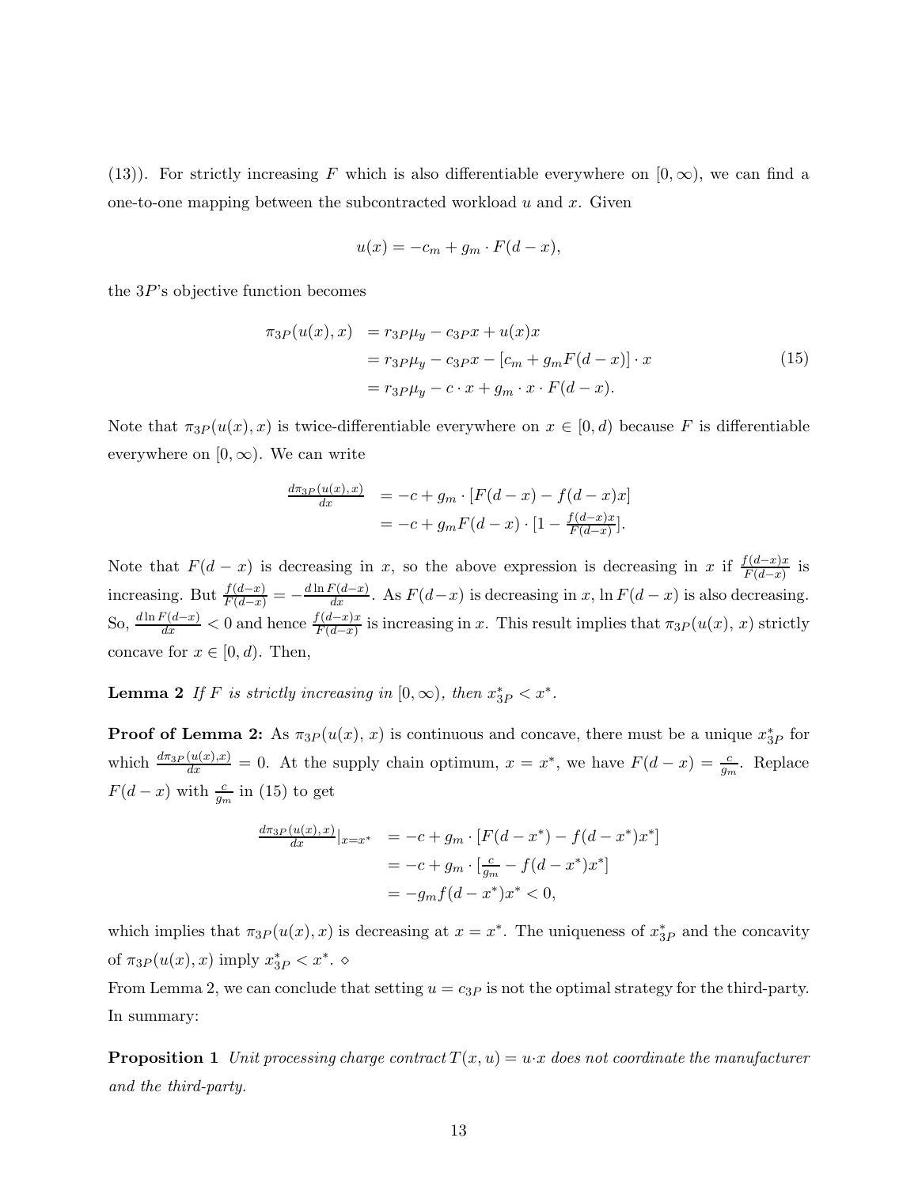(13)). For strictly increasing $F$ which is also differentiable everywhere on $[0, \infty)$, we can find a one-to-one mapping between the subcontracted workload $u$ and $x$. Given

$$u(x) = -c_m + g_m \cdot F(d - x),$$

the $3P$'s objective function becomes

$$\begin{aligned}
\pi_{3P}(u(x), x) &= r_{3P}\mu_y - c_{3P}x + u(x)x \\
&= r_{3P}\mu_y - c_{3P}x - [c_m + g_m F(d - x)] \cdot x \\
&= r_{3P}\mu_y - c \cdot x + g_m \cdot x \cdot F(d - x).
\end{aligned} \tag{15}$$

Note that $\pi_{3P}(u(x), x)$ is twice-differentiable everywhere on $x \in [0, d)$ because $F$ is differentiable everywhere on $[0, \infty)$. We can write

$$\begin{aligned}
\frac{d\pi_{3P}(u(x),x)}{dx} &= -c + g_m \cdot [F(d - x) - f(d - x)x] \\
&= -c + g_m F(d - x) \cdot [1 - \frac{f(d-x)x}{F(d-x)}].
\end{aligned}$$

Note that $F(d - x)$ is decreasing in $x$, so the above expression is decreasing in $x$ if $\frac{f(d-x)x}{F(d-x)}$ is increasing. But $\frac{f(d-x)}{F(d-x)} = -\frac{d \ln F(d-x)}{dx}$. As $F(d-x)$ is decreasing in $x$, $\ln F(d - x)$ is also decreasing. So, $\frac{d \ln F(d-x)}{dx} < 0$ and hence $\frac{f(d-x)x}{F(d-x)}$ is increasing in $x$. This result implies that $\pi_{3P}(u(x), x)$ strictly concave for $x \in [0, d)$. Then,

**Lemma 2** *If $F$ is strictly increasing in $[0, \infty)$, then $x^*_{3P} < x^*$.*

**Proof of Lemma 2:** As $\pi_{3P}(u(x), x)$ is continuous and concave, there must be a unique $x^*_{3P}$ for which $\frac{d\pi_{3P}(u(x),x)}{dx} = 0$. At the supply chain optimum, $x = x^*$, we have $F(d - x) = \frac{c}{g_m}$. Replace $F(d - x)$ with $\frac{c}{g_m}$ in (15) to get

$$\begin{aligned}
\frac{d\pi_{3P}(u(x),x)}{dx}|_{x=x^*} &= -c + g_m \cdot [F(d - x^*) - f(d - x^*)x^*] \\
&= -c + g_m \cdot [\frac{c}{g_m} - f(d - x^*)x^*] \\
&= -g_m f(d - x^*)x^* < 0,
\end{aligned}$$

which implies that $\pi_{3P}(u(x), x)$ is decreasing at $x = x^*$. The uniqueness of $x^*_{3P}$ and the concavity of $\pi_{3P}(u(x), x)$ imply $x^*_{3P} < x^*$. ⋄

From Lemma 2, we can conclude that setting $u = c_{3P}$ is not the optimal strategy for the third-party. In summary:

**Proposition 1** *Unit processing charge contract $T(x, u) = u \cdot x$ does not coordinate the manufacturer and the third-party.*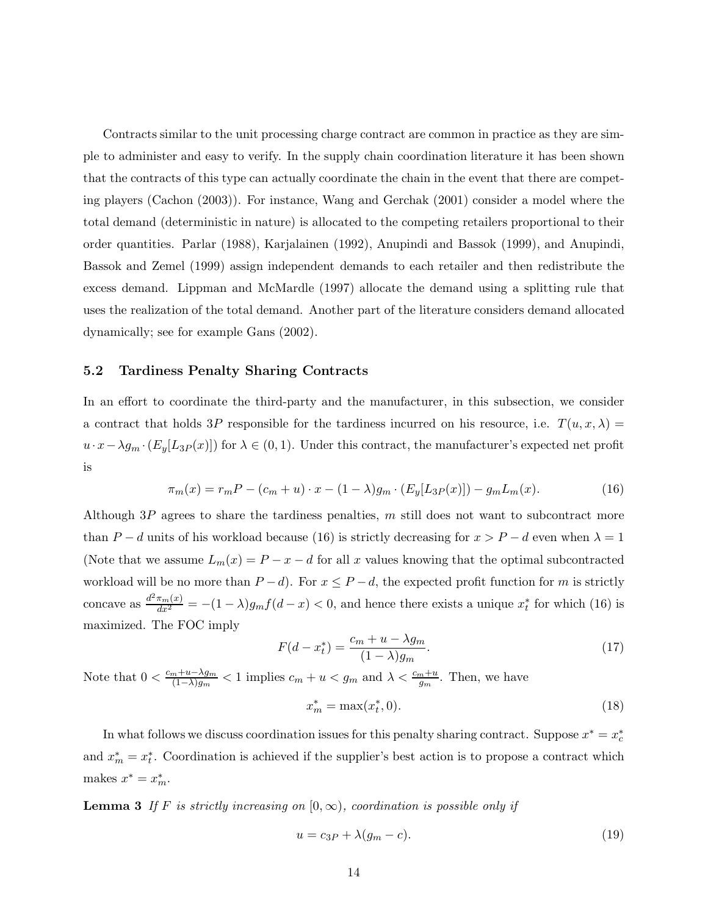Contracts similar to the unit processing charge contract are common in practice as they are simple to administer and easy to verify. In the supply chain coordination literature it has been shown that the contracts of this type can actually coordinate the chain in the event that there are competing players (Cachon (2003)). For instance, Wang and Gerchak (2001) consider a model where the total demand (deterministic in nature) is allocated to the competing retailers proportional to their order quantities. Parlar (1988), Karjalainen (1992), Anupindi and Bassok (1999), and Anupindi, Bassok and Zemel (1999) assign independent demands to each retailer and then redistribute the excess demand. Lippman and McMardle (1997) allocate the demand using a splitting rule that uses the realization of the total demand. Another part of the literature considers demand allocated dynamically; see for example Gans (2002).

### 5.2 Tardiness Penalty Sharing Contracts

In an effort to coordinate the third-party and the manufacturer, in this subsection, we consider a contract that holds $3P$ responsible for the tardiness incurred on his resource, i.e. $T(u, x, \lambda) = u \cdot x - \lambda g_m \cdot (E_y[L_{3P}(x)])$ for $\lambda \in (0, 1)$. Under this contract, the manufacturer's expected net profit is

$$\pi_m(x) = r_m P - (c_m + u) \cdot x - (1 - \lambda) g_m \cdot (E_y[L_{3P}(x)]) - g_m L_m(x). \tag{16}$$

Although $3P$ agrees to share the tardiness penalties, $m$ still does not want to subcontract more than $P - d$ units of his workload because (16) is strictly decreasing for $x > P - d$ even when $\lambda = 1$ (Note that we assume $L_m(x) = P - x - d$ for all $x$ values knowing that the optimal subcontracted workload will be no more than $P - d$). For $x \leq P - d$, the expected profit function for $m$ is strictly concave as $\frac{d^2 \pi_m(x)}{dx^2} = -(1 - \lambda) g_m f(d - x) < 0$, and hence there exists a unique $x_t^*$ for which (16) is maximized. The FOC imply

$$F(d - x_t^*) = \frac{c_m + u - \lambda g_m}{(1 - \lambda) g_m}. \tag{17}$$

Note that $0 < \frac{c_m + u - \lambda g_m}{(1 - \lambda) g_m} < 1$ implies $c_m + u < g_m$ and $\lambda < \frac{c_m + u}{g_m}$. Then, we have

$$x_m^* = \max(x_t^*, 0). \tag{18}$$

In what follows we discuss coordination issues for this penalty sharing contract. Suppose $x^* = x_c^*$ and $x_m^* = x_t^*$. Coordination is achieved if the supplier's best action is to propose a contract which makes $x^* = x_m^*$.

**Lemma 3** *If $F$ is strictly increasing on $[0, \infty)$, coordination is possible only if*

$$u = c_{3P} + \lambda (g_m - c). \tag{19}$$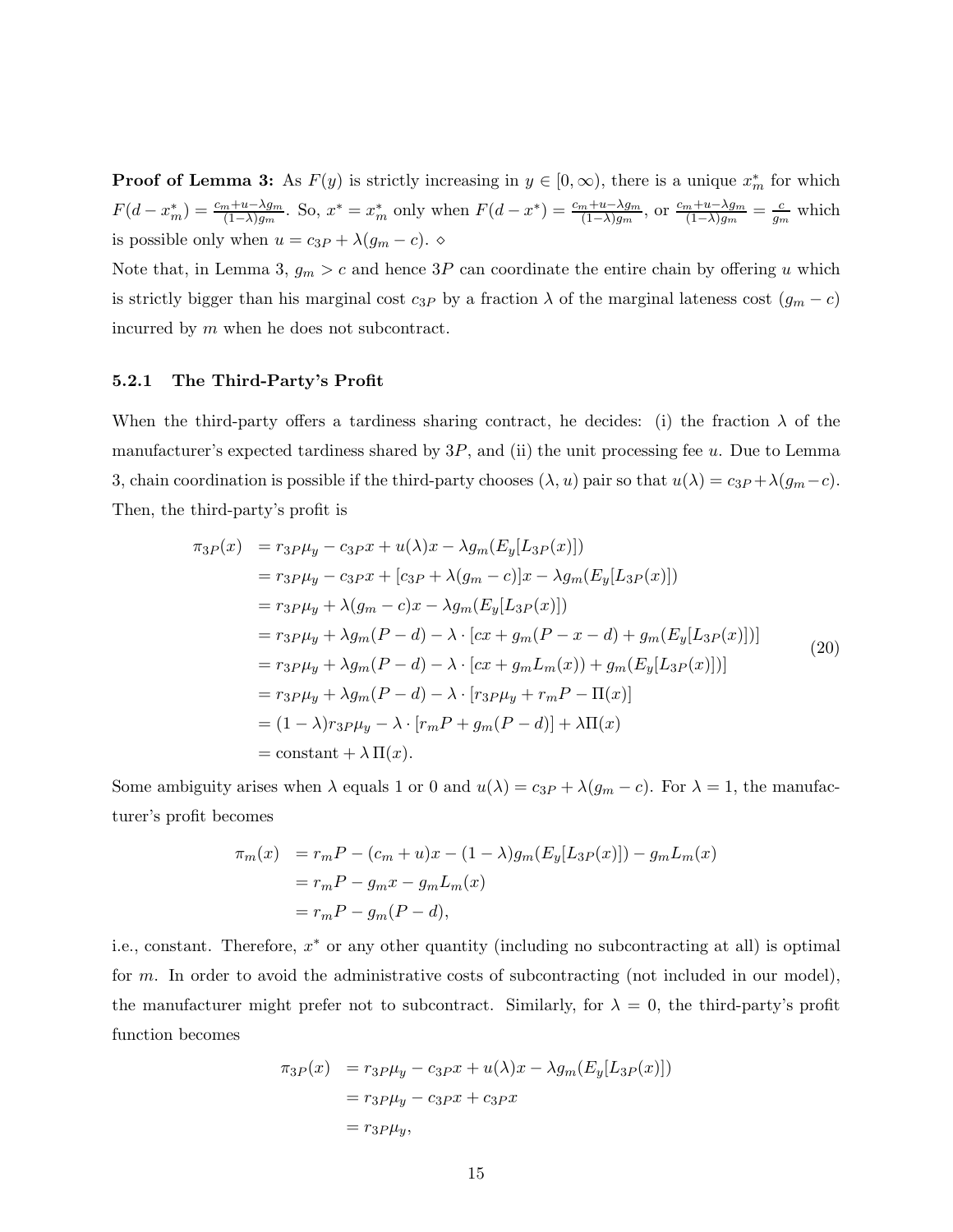**Proof of Lemma 3:** As $F(y)$ is strictly increasing in $y \in [0, \infty)$, there is a unique $x_m^*$ for which $F(d - x_m^*) = \frac{c_m + u - \lambda g_m}{(1-\lambda) g_m}$. So, $x^* = x_m^*$ only when $F(d - x^*) = \frac{c_m + u - \lambda g_m}{(1-\lambda) g_m}$, or $\frac{c_m + u - \lambda g_m}{(1-\lambda) g_m} = \frac{c}{g_m}$ which is possible only when $u = c_{3P} + \lambda(g_m - c)$. ⋄

Note that, in Lemma 3, $g_m > c$ and hence $3P$ can coordinate the entire chain by offering $u$ which is strictly bigger than his marginal cost $c_{3P}$ by a fraction $\lambda$ of the marginal lateness cost $(g_m - c)$ incurred by $m$ when he does not subcontract.

### 5.2.1 The Third-Party's Profit

When the third-party offers a tardiness sharing contract, he decides: (i) the fraction $\lambda$ of the manufacturer's expected tardiness shared by $3P$, and (ii) the unit processing fee $u$. Due to Lemma 3, chain coordination is possible if the third-party chooses $(\lambda, u)$ pair so that $u(\lambda) = c_{3P} + \lambda(g_m - c)$. Then, the third-party's profit is

$$
\begin{aligned}
\pi_{3P}(x) &= r_{3P}\mu_y - c_{3P}x + u(\lambda)x - \lambda g_m(E_y[L_{3P}(x)]) \\
&= r_{3P}\mu_y - c_{3P}x + [c_{3P} + \lambda(g_m - c)]x - \lambda g_m(E_y[L_{3P}(x)]) \\
&= r_{3P}\mu_y + \lambda(g_m - c)x - \lambda g_m(E_y[L_{3P}(x)]) \\
&= r_{3P}\mu_y + \lambda g_m(P - d) - \lambda \cdot [cx + g_m(P - x - d) + g_m(E_y[L_{3P}(x)])] \\
&= r_{3P}\mu_y + \lambda g_m(P - d) - \lambda \cdot [cx + g_m L_m(x)) + g_m(E_y[L_{3P}(x)])] \\
&= r_{3P}\mu_y + \lambda g_m(P - d) - \lambda \cdot [r_{3P}\mu_y + r_m P - \Pi(x)] \\
&= (1 - \lambda) r_{3P}\mu_y - \lambda \cdot [r_m P + g_m(P - d)] + \lambda \Pi(x) \\
&= \text{constant} + \lambda\, \Pi(x).
\end{aligned}
\tag{20}
$$

Some ambiguity arises when $\lambda$ equals 1 or 0 and $u(\lambda) = c_{3P} + \lambda(g_m - c)$. For $\lambda = 1$, the manufacturer's profit becomes

$$
\begin{aligned}
\pi_m(x) &= r_m P - (c_m + u)x - (1 - \lambda) g_m(E_y[L_{3P}(x)]) - g_m L_m(x) \\
&= r_m P - g_m x - g_m L_m(x) \\
&= r_m P - g_m(P - d),
\end{aligned}
$$

i.e., constant. Therefore, $x^*$ or any other quantity (including no subcontracting at all) is optimal for $m$. In order to avoid the administrative costs of subcontracting (not included in our model), the manufacturer might prefer not to subcontract. Similarly, for $\lambda = 0$, the third-party's profit function becomes

$$
\begin{aligned}
\pi_{3P}(x) &= r_{3P}\mu_y - c_{3P}x + u(\lambda)x - \lambda g_m(E_y[L_{3P}(x)]) \\
&= r_{3P}\mu_y - c_{3P}x + c_{3P}x \\
&= r_{3P}\mu_y,
\end{aligned}
$$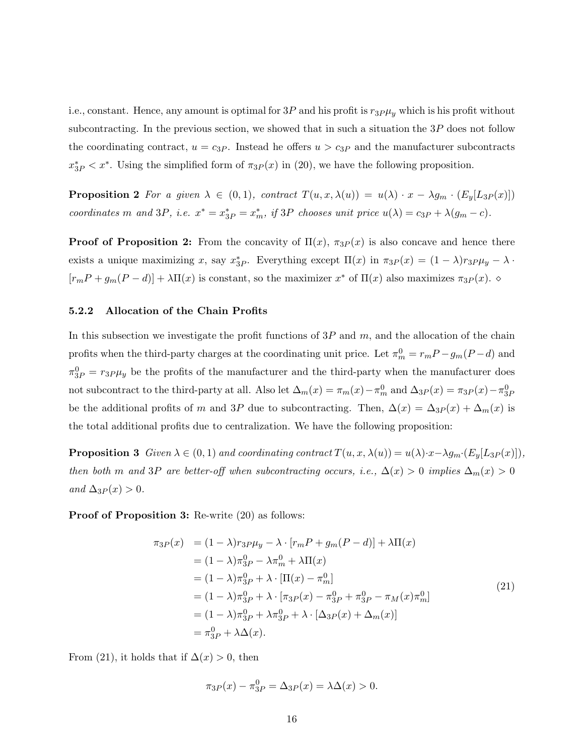i.e., constant. Hence, any amount is optimal for $3P$ and his profit is $r_{3P}\mu_y$ which is his profit without subcontracting. In the previous section, we showed that in such a situation the $3P$ does not follow the coordinating contract, $u = c_{3P}$. Instead he offers $u > c_{3P}$ and the manufacturer subcontracts $x^*_{3P} < x^*$. Using the simplified form of $\pi_{3P}(x)$ in (20), we have the following proposition.

**Proposition 2** *For a given $\lambda \in (0, 1)$, contract $T(u, x, \lambda(u)) = u(\lambda) \cdot x - \lambda g_m \cdot (E_y[L_{3P}(x)])$ coordinates $m$ and $3P$, i.e. $x^* = x^*_{3P} = x^*_m$, if $3P$ chooses unit price $u(\lambda) = c_{3P} + \lambda(g_m - c)$.*

**Proof of Proposition 2:** From the concavity of $\Pi(x)$, $\pi_{3P}(x)$ is also concave and hence there exists a unique maximizing $x$, say $x^*_{3P}$. Everything except $\Pi(x)$ in $\pi_{3P}(x) = (1-\lambda)r_{3P}\mu_y - \lambda \cdot [r_m P + g_m(P - d)] + \lambda\Pi(x)$ is constant, so the maximizer $x^*$ of $\Pi(x)$ also maximizes $\pi_{3P}(x)$. $\diamond$

#### 5.2.2 Allocation of the Chain Profits

In this subsection we investigate the profit functions of $3P$ and $m$, and the allocation of the chain profits when the third-party charges at the coordinating unit price. Let $\pi^0_m = r_m P - g_m(P-d)$ and $\pi^0_{3P} = r_{3P}\mu_y$ be the profits of the manufacturer and the third-party when the manufacturer does not subcontract to the third-party at all. Also let $\Delta_m(x) = \pi_m(x) - \pi^0_m$ and $\Delta_{3P}(x) = \pi_{3P}(x) - \pi^0_{3P}$ be the additional profits of $m$ and $3P$ due to subcontracting. Then, $\Delta(x) = \Delta_{3P}(x) + \Delta_m(x)$ is the total additional profits due to centralization. We have the following proposition:

**Proposition 3** *Given $\lambda \in (0, 1)$ and coordinating contract $T(u, x, \lambda(u)) = u(\lambda) \cdot x - \lambda g_m \cdot (E_y[L_{3P}(x)])$, then both $m$ and $3P$ are better-off when subcontracting occurs, i.e., $\Delta(x) > 0$ implies $\Delta_m(x) > 0$ and $\Delta_{3P}(x) > 0$.*

**Proof of Proposition 3:** Re-write (20) as follows:

$$
\begin{aligned}
\pi_{3P}(x) &= (1-\lambda)r_{3P}\mu_y - \lambda \cdot [r_m P + g_m(P-d)] + \lambda\Pi(x) \\
&= (1-\lambda)\pi^0_{3P} - \lambda\pi^0_m + \lambda\Pi(x) \\
&= (1-\lambda)\pi^0_{3P} + \lambda \cdot [\Pi(x) - \pi^0_m] \\
&= (1-\lambda)\pi^0_{3P} + \lambda \cdot [\pi_{3P}(x) - \pi^0_{3P} + \pi^0_{3P} - \pi_M(x)\pi^0_m] \\
&= (1-\lambda)\pi^0_{3P} + \lambda\pi^0_{3P} + \lambda \cdot [\Delta_{3P}(x) + \Delta_m(x)] \\
&= \pi^0_{3P} + \lambda\Delta(x).
\end{aligned}
\tag{21}
$$

From (21), it holds that if $\Delta(x) > 0$, then

$$
\pi_{3P}(x) - \pi^0_{3P} = \Delta_{3P}(x) = \lambda\Delta(x) > 0.
$$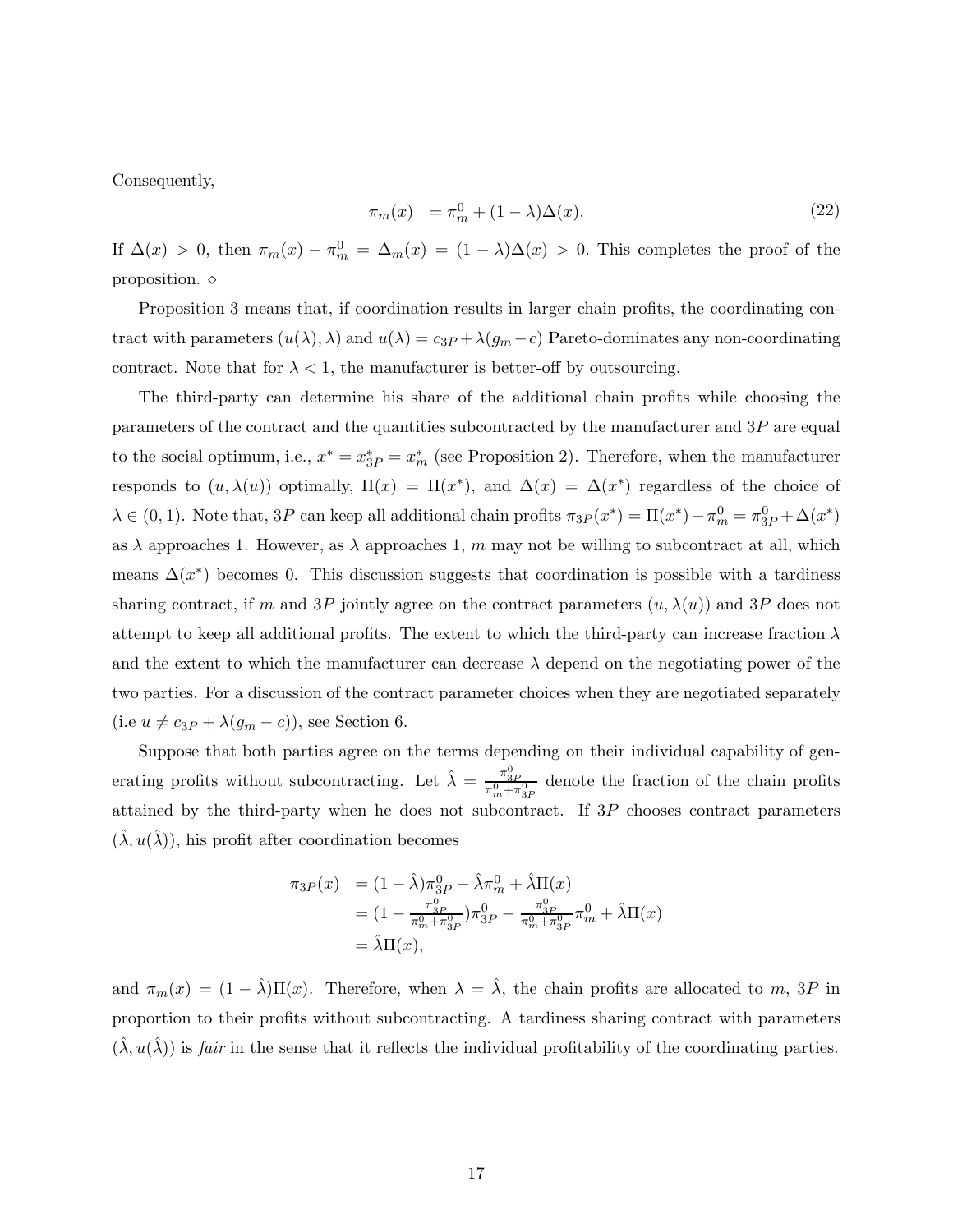Consequently,

$$\pi_m(x) \quad = \pi_m^0 + (1-\lambda)\Delta(x). \tag{22}$$

If $\Delta(x) > 0$, then $\pi_m(x) - \pi_m^0 = \Delta_m(x) = (1-\lambda)\Delta(x) > 0$. This completes the proof of the proposition. $\diamond$

Proposition 3 means that, if coordination results in larger chain profits, the coordinating contract with parameters $(u(\lambda), \lambda)$ and $u(\lambda) = c_{3P} + \lambda(g_m - c)$ Pareto-dominates any non-coordinating contract. Note that for $\lambda < 1$, the manufacturer is better-off by outsourcing.

The third-party can determine his share of the additional chain profits while choosing the parameters of the contract and the quantities subcontracted by the manufacturer and $3P$ are equal to the social optimum, i.e., $x^* = x^*_{3P} = x^*_m$ (see Proposition 2). Therefore, when the manufacturer responds to $(u, \lambda(u))$ optimally, $\Pi(x) = \Pi(x^*)$, and $\Delta(x) = \Delta(x^*)$ regardless of the choice of $\lambda \in (0,1)$. Note that, $3P$ can keep all additional chain profits $\pi_{3P}(x^*) = \Pi(x^*) - \pi_m^0 = \pi_{3P}^0 + \Delta(x^*)$ as $\lambda$ approaches 1. However, as $\lambda$ approaches 1, $m$ may not be willing to subcontract at all, which means $\Delta(x^*)$ becomes 0. This discussion suggests that coordination is possible with a tardiness sharing contract, if $m$ and $3P$ jointly agree on the contract parameters $(u, \lambda(u))$ and $3P$ does not attempt to keep all additional profits. The extent to which the third-party can increase fraction $\lambda$ and the extent to which the manufacturer can decrease $\lambda$ depend on the negotiating power of the two parties. For a discussion of the contract parameter choices when they are negotiated separately (i.e $u \neq c_{3P} + \lambda(g_m - c)$), see Section 6.

Suppose that both parties agree on the terms depending on their individual capability of generating profits without subcontracting. Let $\hat{\lambda} = \frac{\pi_{3P}^0}{\pi_m^0 + \pi_{3P}^0}$ denote the fraction of the chain profits attained by the third-party when he does not subcontract. If $3P$ chooses contract parameters $(\hat{\lambda}, u(\hat{\lambda}))$, his profit after coordination becomes

$$\begin{aligned}
\pi_{3P}(x) \quad &= (1-\hat{\lambda})\pi_{3P}^0 - \hat{\lambda}\pi_m^0 + \hat{\lambda}\Pi(x) \\
&= \left(1 - \tfrac{\pi_{3P}^0}{\pi_m^0 + \pi_{3P}^0}\right)\pi_{3P}^0 - \tfrac{\pi_{3P}^0}{\pi_m^0 + \pi_{3P}^0}\pi_m^0 + \hat{\lambda}\Pi(x) \\
&= \hat{\lambda}\Pi(x),
\end{aligned}$$

and $\pi_m(x) = (1-\hat{\lambda})\Pi(x)$. Therefore, when $\lambda = \hat{\lambda}$, the chain profits are allocated to $m$, $3P$ in proportion to their profits without subcontracting. A tardiness sharing contract with parameters $(\hat{\lambda}, u(\hat{\lambda}))$ is *fair* in the sense that it reflects the individual profitability of the coordinating parties.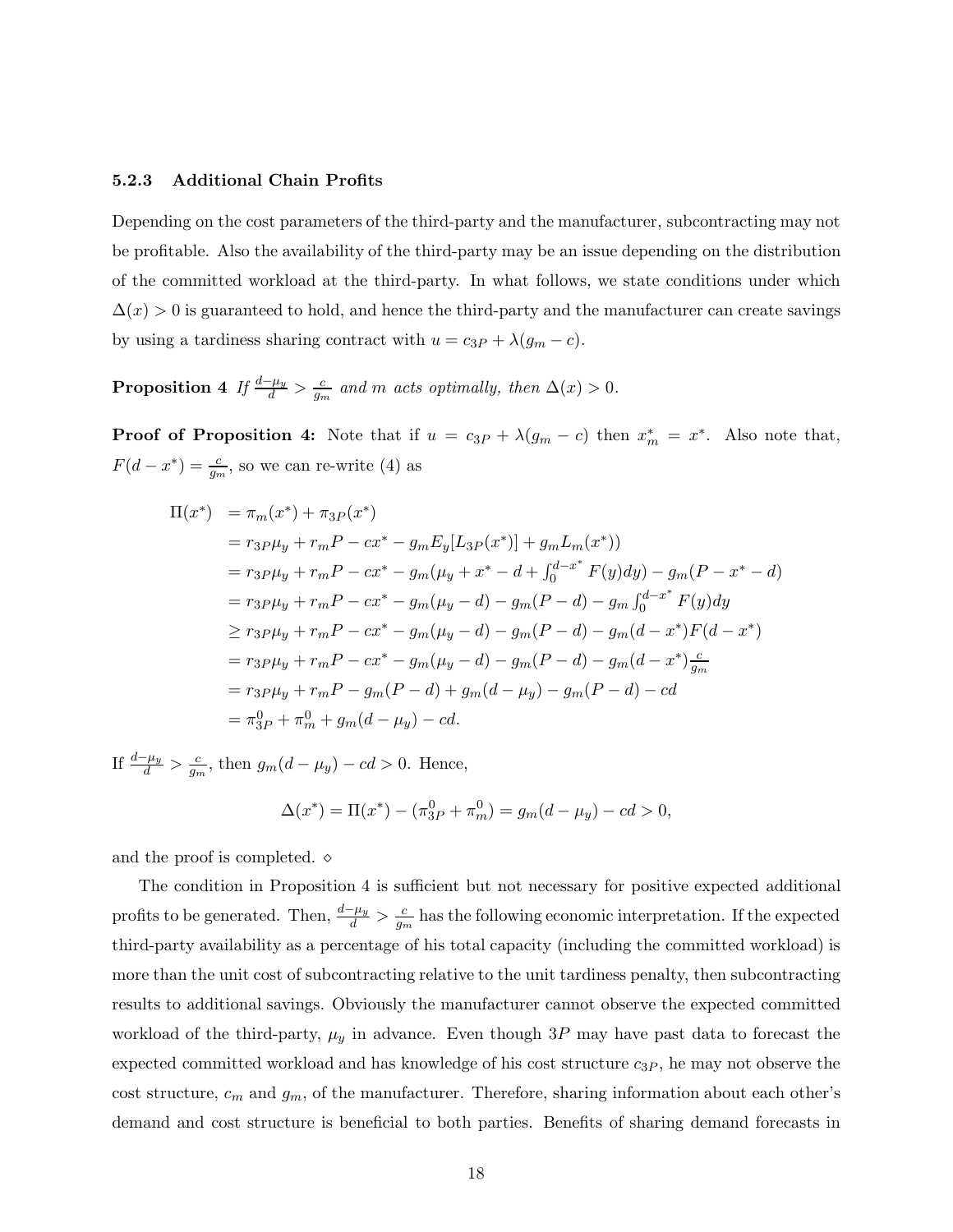### 5.2.3 Additional Chain Profits

Depending on the cost parameters of the third-party and the manufacturer, subcontracting may not be profitable. Also the availability of the third-party may be an issue depending on the distribution of the committed workload at the third-party. In what follows, we state conditions under which $\Delta(x) > 0$ is guaranteed to hold, and hence the third-party and the manufacturer can create savings by using a tardiness sharing contract with $u = c_{3P} + \lambda(g_m - c)$.

**Proposition 4** *If $\frac{d-\mu_y}{d} > \frac{c}{g_m}$ and $m$ acts optimally, then $\Delta(x) > 0$.*

**Proof of Proposition 4:** Note that if $u = c_{3P} + \lambda(g_m - c)$ then $x_m^* = x^*$. Also note that, $F(d - x^*) = \frac{c}{g_m}$, so we can re-write (4) as

$$
\begin{aligned}
\Pi(x^*) &= \pi_m(x^*) + \pi_{3P}(x^*) \\
&= r_{3P}\mu_y + r_m P - cx^* - g_m E_y[L_{3P}(x^*)] + g_m L_m(x^*)) \\
&= r_{3P}\mu_y + r_m P - cx^* - g_m(\mu_y + x^* - d + \textstyle\int_0^{d-x^*} F(y)dy) - g_m(P - x^* - d) \\
&= r_{3P}\mu_y + r_m P - cx^* - g_m(\mu_y - d) - g_m(P - d) - g_m \textstyle\int_0^{d-x^*} F(y)dy \\
&\geq r_{3P}\mu_y + r_m P - cx^* - g_m(\mu_y - d) - g_m(P - d) - g_m(d - x^*)F(d - x^*) \\
&= r_{3P}\mu_y + r_m P - cx^* - g_m(\mu_y - d) - g_m(P - d) - g_m(d - x^*)\tfrac{c}{g_m} \\
&= r_{3P}\mu_y + r_m P - g_m(P - d) + g_m(d - \mu_y) - g_m(P - d) - cd \\
&= \pi_{3P}^0 + \pi_m^0 + g_m(d - \mu_y) - cd.
\end{aligned}
$$

If $\frac{d-\mu_y}{d} > \frac{c}{g_m}$, then $g_m(d - \mu_y) - cd > 0$. Hence,

$$
\Delta(x^*) = \Pi(x^*) - (\pi_{3P}^0 + \pi_m^0) = g_m(d - \mu_y) - cd > 0,
$$

and the proof is completed. $\diamond$

The condition in Proposition 4 is sufficient but not necessary for positive expected additional profits to be generated. Then, $\frac{d-\mu_y}{d} > \frac{c}{g_m}$ has the following economic interpretation. If the expected third-party availability as a percentage of his total capacity (including the committed workload) is more than the unit cost of subcontracting relative to the unit tardiness penalty, then subcontracting results to additional savings. Obviously the manufacturer cannot observe the expected committed workload of the third-party, $\mu_y$ in advance. Even though $3P$ may have past data to forecast the expected committed workload and has knowledge of his cost structure $c_{3P}$, he may not observe the cost structure, $c_m$ and $g_m$, of the manufacturer. Therefore, sharing information about each other's demand and cost structure is beneficial to both parties. Benefits of sharing demand forecasts in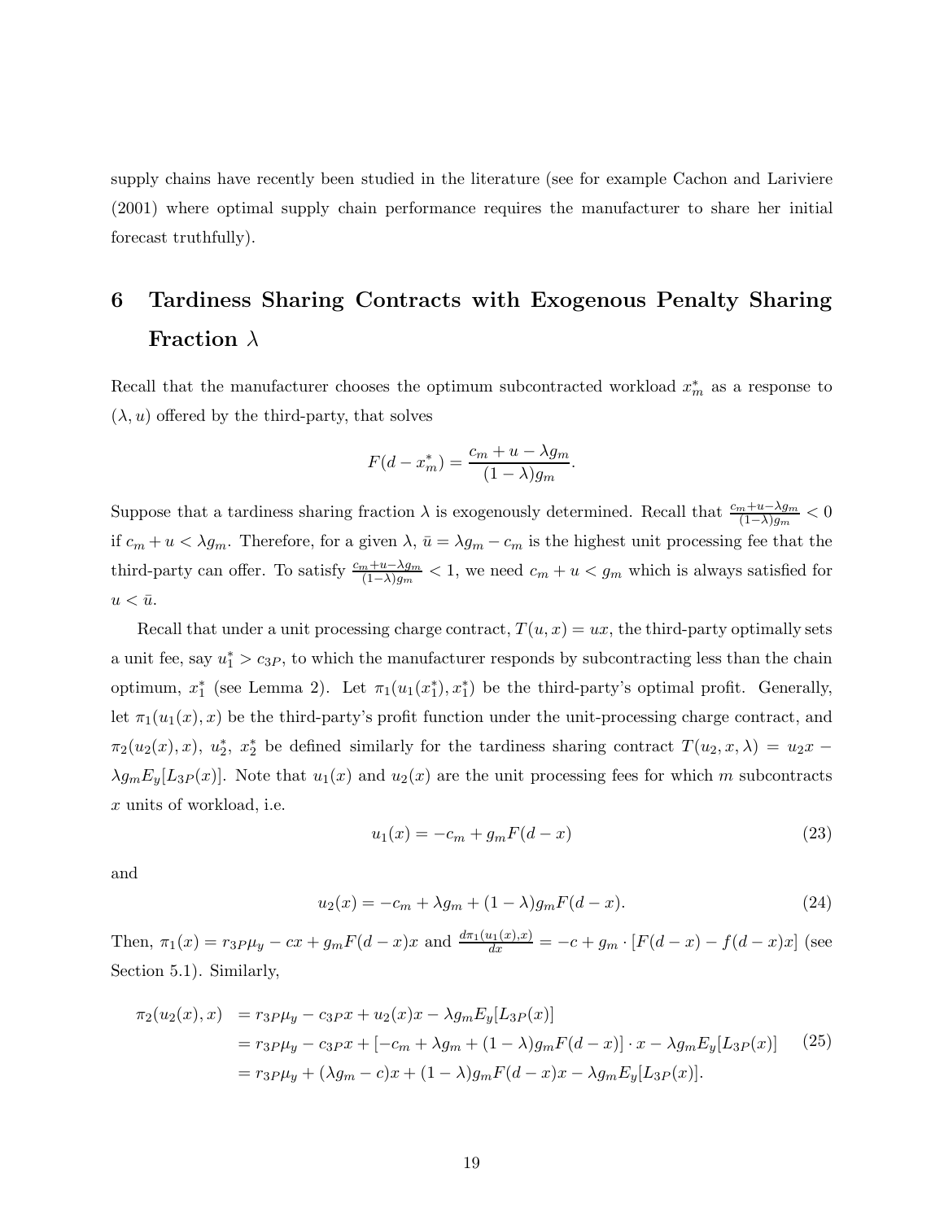supply chains have recently been studied in the literature (see for example Cachon and Lariviere (2001) where optimal supply chain performance requires the manufacturer to share her initial forecast truthfully).

# 6 Tardiness Sharing Contracts with Exogenous Penalty Sharing Fraction $\lambda$

Recall that the manufacturer chooses the optimum subcontracted workload $x_m^*$ as a response to $(\lambda, u)$ offered by the third-party, that solves

$$F(d - x_m^*) = \frac{c_m + u - \lambda g_m}{(1-\lambda) g_m}.$$

Suppose that a tardiness sharing fraction $\lambda$ is exogenously determined. Recall that $\frac{c_m+u-\lambda g_m}{(1-\lambda)g_m} < 0$ if $c_m + u < \lambda g_m$. Therefore, for a given $\lambda$, $\bar{u} = \lambda g_m - c_m$ is the highest unit processing fee that the third-party can offer. To satisfy $\frac{c_m+u-\lambda g_m}{(1-\lambda)g_m} < 1$, we need $c_m + u < g_m$ which is always satisfied for $u < \bar{u}$.

Recall that under a unit processing charge contract, $T(u, x) = ux$, the third-party optimally sets a unit fee, say $u_1^* > c_{3P}$, to which the manufacturer responds by subcontracting less than the chain optimum, $x_1^*$ (see Lemma 2). Let $\pi_1(u_1(x_1^*), x_1^*)$ be the third-party's optimal profit. Generally, let $\pi_1(u_1(x), x)$ be the third-party's profit function under the unit-processing charge contract, and $\pi_2(u_2(x), x)$, $u_2^*$, $x_2^*$ be defined similarly for the tardiness sharing contract $T(u_2, x, \lambda) = u_2 x - \lambda g_m E_y[L_{3P}(x)]$. Note that $u_1(x)$ and $u_2(x)$ are the unit processing fees for which $m$ subcontracts $x$ units of workload, i.e.

$$u_1(x) = -c_m + g_m F(d - x) \tag{23}$$

and

$$u_2(x) = -c_m + \lambda g_m + (1-\lambda) g_m F(d - x). \tag{24}$$

Then, $\pi_1(x) = r_{3P}\mu_y - cx + g_m F(d-x)x$ and $\frac{d\pi_1(u_1(x),x)}{dx} = -c + g_m \cdot [F(d-x) - f(d-x)x]$ (see Section 5.1). Similarly,

$$\begin{aligned}
\pi_2(u_2(x), x) &= r_{3P}\mu_y - c_{3P}x + u_2(x)x - \lambda g_m E_y[L_{3P}(x)] \\
&= r_{3P}\mu_y - c_{3P}x + [-c_m + \lambda g_m + (1-\lambda) g_m F(d-x)] \cdot x - \lambda g_m E_y[L_{3P}(x)] \\
&= r_{3P}\mu_y + (\lambda g_m - c)x + (1-\lambda) g_m F(d-x)x - \lambda g_m E_y[L_{3P}(x)].
\end{aligned} \tag{25}$$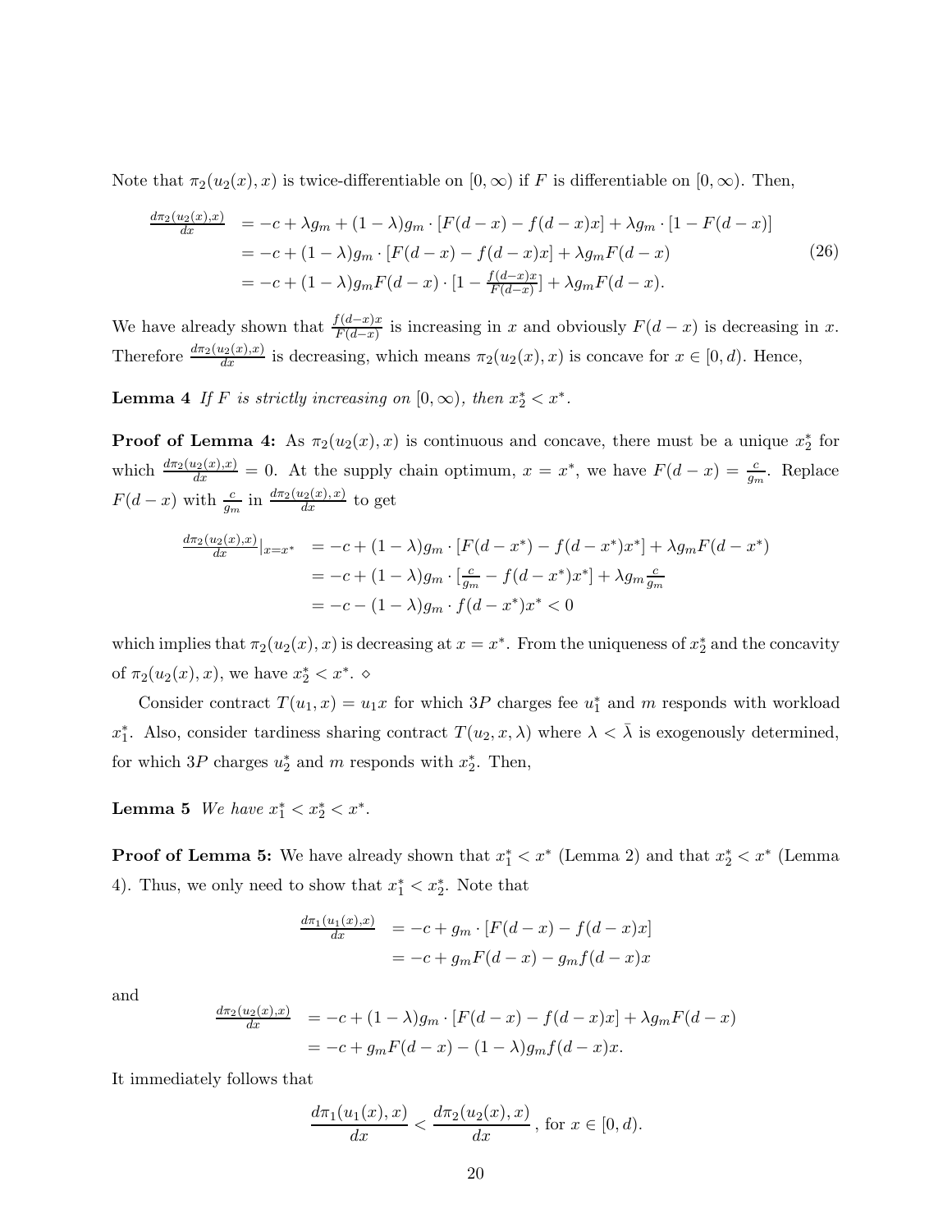Note that $\pi_2(u_2(x), x)$ is twice-differentiable on $[0, \infty)$ if $F$ is differentiable on $[0, \infty)$. Then,

$$
\begin{aligned}
\frac{d\pi_2(u_2(x),x)}{dx} &= -c + \lambda g_m + (1-\lambda)g_m \cdot [F(d-x) - f(d-x)x] + \lambda g_m \cdot [1 - F(d-x)] \\
&= -c + (1-\lambda)g_m \cdot [F(d-x) - f(d-x)x] + \lambda g_m F(d-x) \\
&= -c + (1-\lambda)g_m F(d-x) \cdot [1 - \tfrac{f(d-x)x}{F(d-x)}] + \lambda g_m F(d-x).
\end{aligned}
\tag{26}
$$

We have already shown that $\frac{f(d-x)x}{F(d-x)}$ is increasing in $x$ and obviously $F(d-x)$ is decreasing in $x$. Therefore $\frac{d\pi_2(u_2(x),x)}{dx}$ is decreasing, which means $\pi_2(u_2(x), x)$ is concave for $x \in [0, d)$. Hence,

**Lemma 4** *If $F$ is strictly increasing on $[0, \infty)$, then $x_2^* < x^*$.*

**Proof of Lemma 4:** As $\pi_2(u_2(x), x)$ is continuous and concave, there must be a unique $x_2^*$ for which $\frac{d\pi_2(u_2(x),x)}{dx} = 0$. At the supply chain optimum, $x = x^*$, we have $F(d-x) = \frac{c}{g_m}$. Replace $F(d-x)$ with $\frac{c}{g_m}$ in $\frac{d\pi_2(u_2(x),x)}{dx}$ to get

$$
\begin{aligned}
\frac{d\pi_2(u_2(x),x)}{dx}|_{x=x^*} &= -c + (1-\lambda)g_m \cdot [F(d-x^*) - f(d-x^*)x^*] + \lambda g_m F(d-x^*) \\
&= -c + (1-\lambda)g_m \cdot [\tfrac{c}{g_m} - f(d-x^*)x^*] + \lambda g_m \tfrac{c}{g_m} \\
&= -c - (1-\lambda)g_m \cdot f(d-x^*)x^* < 0
\end{aligned}
$$

which implies that $\pi_2(u_2(x), x)$ is decreasing at $x = x^*$. From the uniqueness of $x_2^*$ and the concavity of $\pi_2(u_2(x), x)$, we have $x_2^* < x^*$. $\diamond$

Consider contract $T(u_1, x) = u_1 x$ for which $3P$ charges fee $u_1^*$ and $m$ responds with workload $x_1^*$. Also, consider tardiness sharing contract $T(u_2, x, \lambda)$ where $\lambda < \bar{\lambda}$ is exogenously determined, for which $3P$ charges $u_2^*$ and $m$ responds with $x_2^*$. Then,

**Lemma 5** *We have $x_1^* < x_2^* < x^*$.*

**Proof of Lemma 5:** We have already shown that $x_1^* < x^*$ (Lemma 2) and that $x_2^* < x^*$ (Lemma 4). Thus, we only need to show that $x_1^* < x_2^*$. Note that

$$
\begin{aligned}
\frac{d\pi_1(u_1(x),x)}{dx} &= -c + g_m \cdot [F(d-x) - f(d-x)x] \\
&= -c + g_m F(d-x) - g_m f(d-x)x
\end{aligned}
$$

and

$$
\begin{aligned}
\frac{d\pi_2(u_2(x),x)}{dx} &= -c + (1-\lambda)g_m \cdot [F(d-x) - f(d-x)x] + \lambda g_m F(d-x) \\
&= -c + g_m F(d-x) - (1-\lambda)g_m f(d-x)x.
\end{aligned}
$$

It immediately follows that

$$
\frac{d\pi_1(u_1(x), x)}{dx} < \frac{d\pi_2(u_2(x), x)}{dx}, \text{ for } x \in [0, d).
$$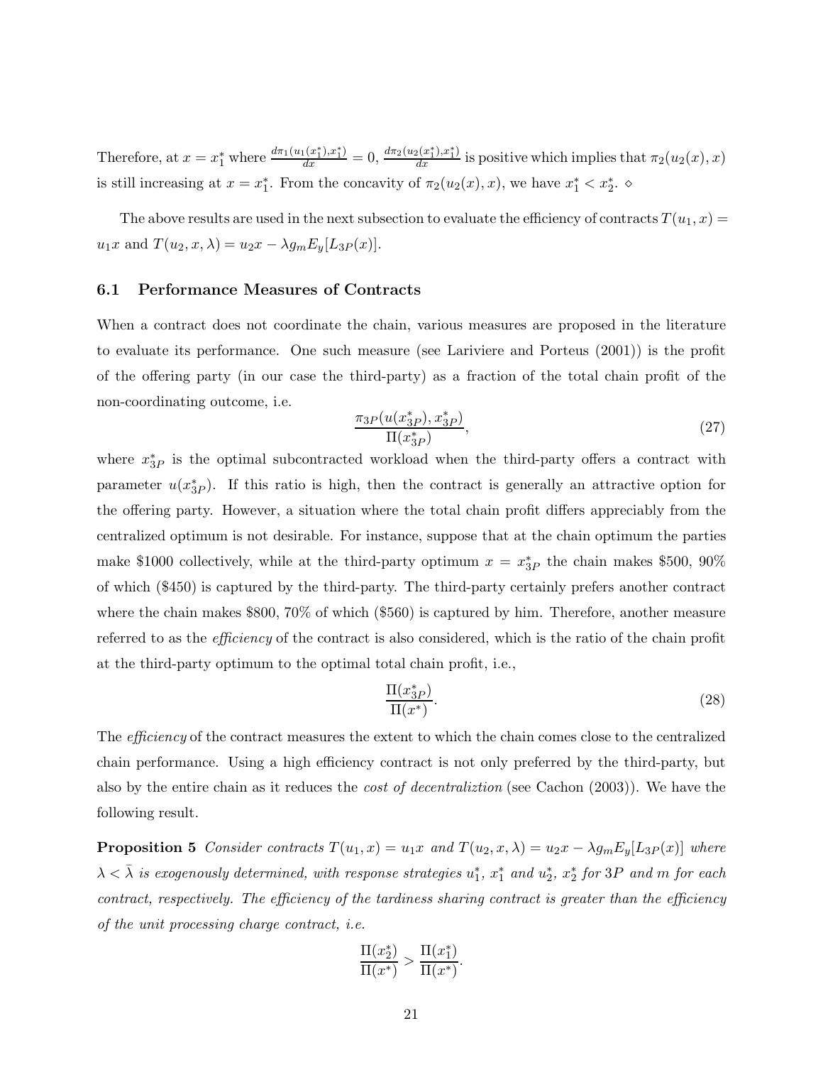Therefore, at $x = x_1^*$ where $\frac{d\pi_1(u_1(x_1^*),x_1^*)}{dx} = 0$, $\frac{d\pi_2(u_2(x_1^*),x_1^*)}{dx}$ is positive which implies that $\pi_2(u_2(x), x)$ is still increasing at $x = x_1^*$. From the concavity of $\pi_2(u_2(x), x)$, we have $x_1^* < x_2^*$. ⋄

The above results are used in the next subsection to evaluate the efficiency of contracts $T(u_1, x) = u_1 x$ and $T(u_2, x, \lambda) = u_2 x - \lambda g_m E_y[L_{3P}(x)]$.

### 6.1 Performance Measures of Contracts

When a contract does not coordinate the chain, various measures are proposed in the literature to evaluate its performance. One such measure (see Lariviere and Porteus (2001)) is the profit of the offering party (in our case the third-party) as a fraction of the total chain profit of the non-coordinating outcome, i.e.

$$\frac{\pi_{3P}(u(x_{3P}^*), x_{3P}^*)}{\Pi(x_{3P}^*)}, \tag{27}$$

where $x_{3P}^*$ is the optimal subcontracted workload when the third-party offers a contract with parameter $u(x_{3P}^*)$. If this ratio is high, then the contract is generally an attractive option for the offering party. However, a situation where the total chain profit differs appreciably from the centralized optimum is not desirable. For instance, suppose that at the chain optimum the parties make \$1000 collectively, while at the third-party optimum $x = x_{3P}^*$ the chain makes \$500, 90% of which (\$450) is captured by the third-party. The third-party certainly prefers another contract where the chain makes \$800, 70% of which (\$560) is captured by him. Therefore, another measure referred to as the *efficiency* of the contract is also considered, which is the ratio of the chain profit at the third-party optimum to the optimal total chain profit, i.e.,

$$\frac{\Pi(x_{3P}^*)}{\Pi(x^*)}. \tag{28}$$

The *efficiency* of the contract measures the extent to which the chain comes close to the centralized chain performance. Using a high efficiency contract is not only preferred by the third-party, but also by the entire chain as it reduces the *cost of decentraliztion* (see Cachon (2003)). We have the following result.

**Proposition 5** *Consider contracts $T(u_1, x) = u_1 x$ and $T(u_2, x, \lambda) = u_2 x - \lambda g_m E_y[L_{3P}(x)]$ where $\lambda < \bar{\lambda}$ is exogenously determined, with response strategies $u_1^*$, $x_1^*$ and $u_2^*$, $x_2^*$ for $3P$ and $m$ for each contract, respectively. The efficiency of the tardiness sharing contract is greater than the efficiency of the unit processing charge contract, i.e.*

$$\frac{\Pi(x_2^*)}{\Pi(x^*)} > \frac{\Pi(x_1^*)}{\Pi(x^*)}.$$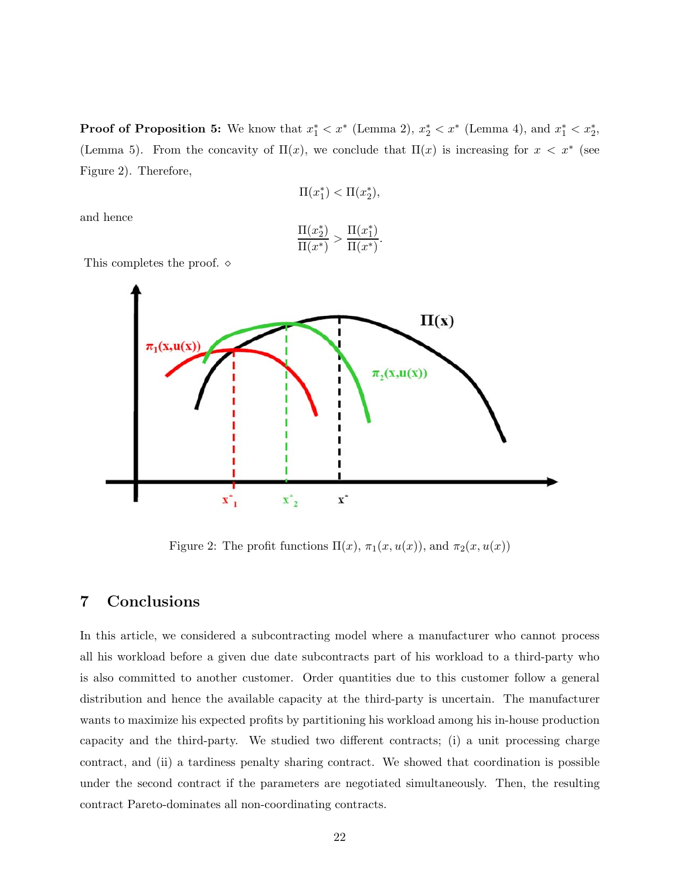**Proof of Proposition 5:** We know that $x_1^* < x^*$ (Lemma 2), $x_2^* < x^*$ (Lemma 4), and $x_1^* < x_2^*$, (Lemma 5). From the concavity of $\Pi(x)$, we conclude that $\Pi(x)$ is increasing for $x < x^*$ (see Figure 2). Therefore,

$$\Pi(x_1^*) < \Pi(x_2^*),$$

and hence

$$\frac{\Pi(x_2^*)}{\Pi(x^*)} > \frac{\Pi(x_1^*)}{\Pi(x^*)}.$$

This completes the proof. ⋄

Figure 2: The profit functions $\Pi(x)$, $\pi_1(x, u(x))$, and $\pi_2(x, u(x))$

## 7 Conclusions

In this article, we considered a subcontracting model where a manufacturer who cannot process all his workload before a given due date subcontracts part of his workload to a third-party who is also committed to another customer. Order quantities due to this customer follow a general distribution and hence the available capacity at the third-party is uncertain. The manufacturer wants to maximize his expected profits by partitioning his workload among his in-house production capacity and the third-party. We studied two different contracts; (i) a unit processing charge contract, and (ii) a tardiness penalty sharing contract. We showed that coordination is possible under the second contract if the parameters are negotiated simultaneously. Then, the resulting contract Pareto-dominates all non-coordinating contracts.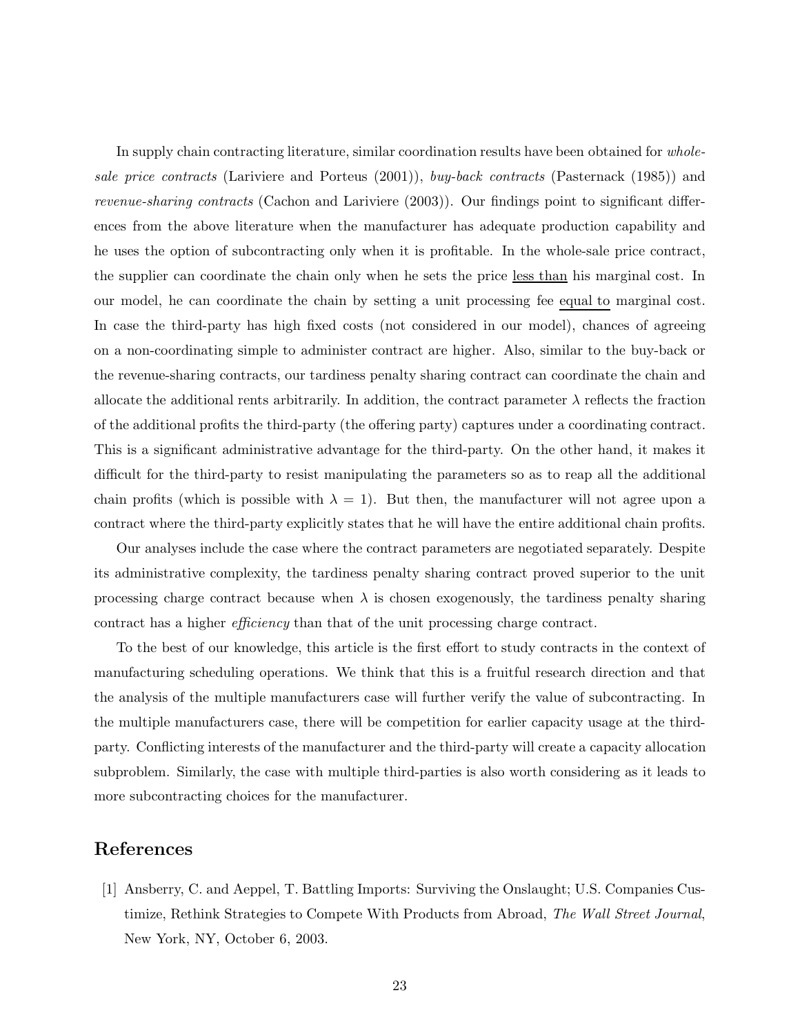In supply chain contracting literature, similar coordination results have been obtained for *whole-sale price contracts* (Lariviere and Porteus (2001)), *buy-back contracts* (Pasternack (1985)) and *revenue-sharing contracts* (Cachon and Lariviere (2003)). Our findings point to significant differences from the above literature when the manufacturer has adequate production capability and he uses the option of subcontracting only when it is profitable. In the whole-sale price contract, the supplier can coordinate the chain only when he sets the price <u>less than</u> his marginal cost. In our model, he can coordinate the chain by setting a unit processing fee <u>equal to</u> marginal cost. In case the third-party has high fixed costs (not considered in our model), chances of agreeing on a non-coordinating simple to administer contract are higher. Also, similar to the buy-back or the revenue-sharing contracts, our tardiness penalty sharing contract can coordinate the chain and allocate the additional rents arbitrarily. In addition, the contract parameter $\lambda$ reflects the fraction of the additional profits the third-party (the offering party) captures under a coordinating contract. This is a significant administrative advantage for the third-party. On the other hand, it makes it difficult for the third-party to resist manipulating the parameters so as to reap all the additional chain profits (which is possible with $\lambda = 1$). But then, the manufacturer will not agree upon a contract where the third-party explicitly states that he will have the entire additional chain profits.

Our analyses include the case where the contract parameters are negotiated separately. Despite its administrative complexity, the tardiness penalty sharing contract proved superior to the unit processing charge contract because when $\lambda$ is chosen exogenously, the tardiness penalty sharing contract has a higher *efficiency* than that of the unit processing charge contract.

To the best of our knowledge, this article is the first effort to study contracts in the context of manufacturing scheduling operations. We think that this is a fruitful research direction and that the analysis of the multiple manufacturers case will further verify the value of subcontracting. In the multiple manufacturers case, there will be competition for earlier capacity usage at the third-party. Conflicting interests of the manufacturer and the third-party will create a capacity allocation subproblem. Similarly, the case with multiple third-parties is also worth considering as it leads to more subcontracting choices for the manufacturer.

## References

[1] Ansberry, C. and Aeppel, T. Battling Imports: Surviving the Onslaught; U.S. Companies Customize, Rethink Strategies to Compete With Products from Abroad, *The Wall Street Journal*, New York, NY, October 6, 2003.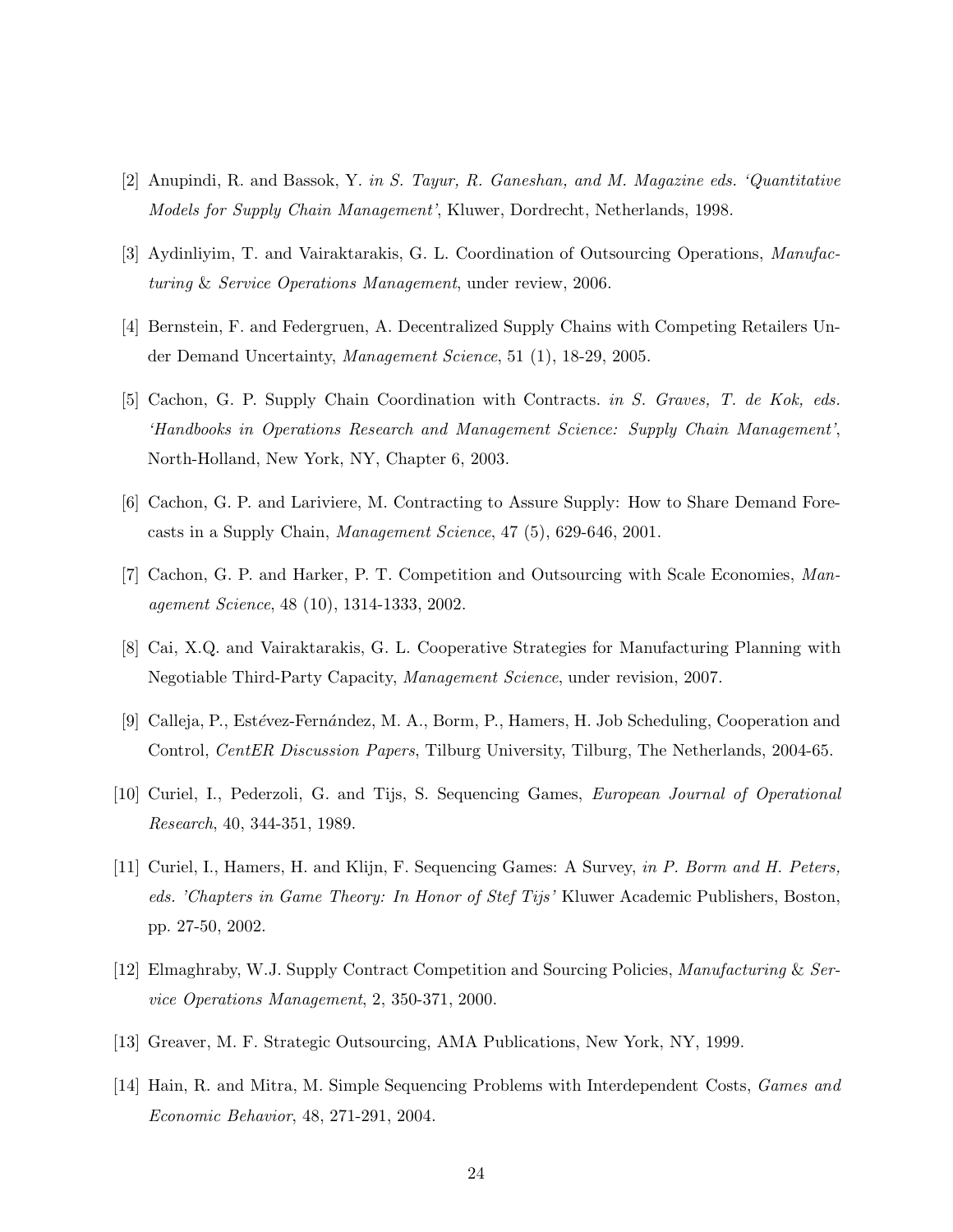[2] Anupindi, R. and Bassok, Y. *in S. Tayur, R. Ganeshan, and M. Magazine eds. 'Quantitative Models for Supply Chain Management'*, Kluwer, Dordrecht, Netherlands, 1998.

[3] Aydinliyim, T. and Vairaktarakis, G. L. Coordination of Outsourcing Operations, *Manufacturing & Service Operations Management*, under review, 2006.

[4] Bernstein, F. and Federgruen, A. Decentralized Supply Chains with Competing Retailers Under Demand Uncertainty, *Management Science*, 51 (1), 18-29, 2005.

[5] Cachon, G. P. Supply Chain Coordination with Contracts. *in S. Graves, T. de Kok, eds. 'Handbooks in Operations Research and Management Science: Supply Chain Management'*, North-Holland, New York, NY, Chapter 6, 2003.

[6] Cachon, G. P. and Lariviere, M. Contracting to Assure Supply: How to Share Demand Forecasts in a Supply Chain, *Management Science*, 47 (5), 629-646, 2001.

[7] Cachon, G. P. and Harker, P. T. Competition and Outsourcing with Scale Economies, *Management Science*, 48 (10), 1314-1333, 2002.

[8] Cai, X.Q. and Vairaktarakis, G. L. Cooperative Strategies for Manufacturing Planning with Negotiable Third-Party Capacity, *Management Science*, under revision, 2007.

[9] Calleja, P., Estévez-Fernández, M. A., Borm, P., Hamers, H. Job Scheduling, Cooperation and Control, *CentER Discussion Papers*, Tilburg University, Tilburg, The Netherlands, 2004-65.

[10] Curiel, I., Pederzoli, G. and Tijs, S. Sequencing Games, *European Journal of Operational Research*, 40, 344-351, 1989.

[11] Curiel, I., Hamers, H. and Klijn, F. Sequencing Games: A Survey, *in P. Borm and H. Peters, eds. 'Chapters in Game Theory: In Honor of Stef Tijs'* Kluwer Academic Publishers, Boston, pp. 27-50, 2002.

[12] Elmaghraby, W.J. Supply Contract Competition and Sourcing Policies, *Manufacturing & Service Operations Management*, 2, 350-371, 2000.

[13] Greaver, M. F. Strategic Outsourcing, AMA Publications, New York, NY, 1999.

[14] Hain, R. and Mitra, M. Simple Sequencing Problems with Interdependent Costs, *Games and Economic Behavior*, 48, 271-291, 2004.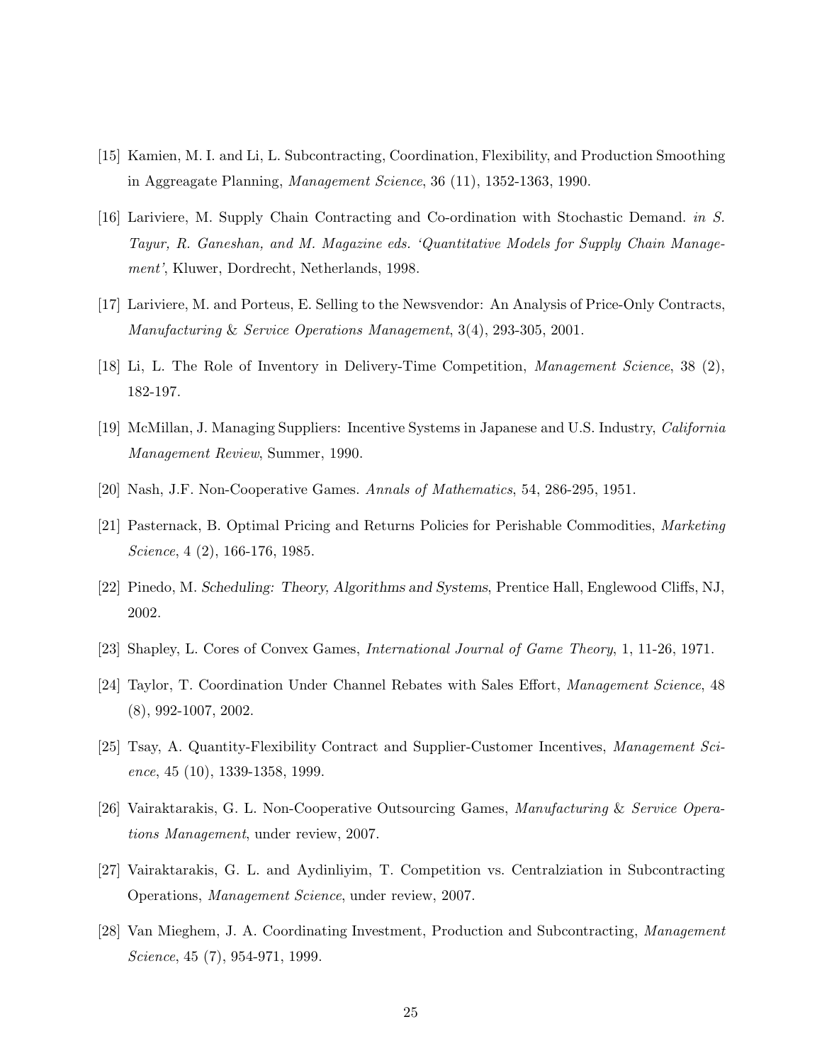[15] Kamien, M. I. and Li, L. Subcontracting, Coordination, Flexibility, and Production Smoothing in Aggreagate Planning, *Management Science*, 36 (11), 1352-1363, 1990.

[16] Lariviere, M. Supply Chain Contracting and Co-ordination with Stochastic Demand. *in S. Tayur, R. Ganeshan, and M. Magazine eds. 'Quantitative Models for Supply Chain Management'*, Kluwer, Dordrecht, Netherlands, 1998.

[17] Lariviere, M. and Porteus, E. Selling to the Newsvendor: An Analysis of Price-Only Contracts, *Manufacturing & Service Operations Management*, 3(4), 293-305, 2001.

[18] Li, L. The Role of Inventory in Delivery-Time Competition, *Management Science*, 38 (2), 182-197.

[19] McMillan, J. Managing Suppliers: Incentive Systems in Japanese and U.S. Industry, *California Management Review*, Summer, 1990.

[20] Nash, J.F. Non-Cooperative Games. *Annals of Mathematics*, 54, 286-295, 1951.

[21] Pasternack, B. Optimal Pricing and Returns Policies for Perishable Commodities, *Marketing Science*, 4 (2), 166-176, 1985.

[22] Pinedo, M. *Scheduling: Theory, Algorithms and Systems*, Prentice Hall, Englewood Cliffs, NJ, 2002.

[23] Shapley, L. Cores of Convex Games, *International Journal of Game Theory*, 1, 11-26, 1971.

[24] Taylor, T. Coordination Under Channel Rebates with Sales Effort, *Management Science*, 48 (8), 992-1007, 2002.

[25] Tsay, A. Quantity-Flexibility Contract and Supplier-Customer Incentives, *Management Science*, 45 (10), 1339-1358, 1999.

[26] Vairaktarakis, G. L. Non-Cooperative Outsourcing Games, *Manufacturing & Service Operations Management*, under review, 2007.

[27] Vairaktarakis, G. L. and Aydinliyim, T. Competition vs. Centralziation in Subcontracting Operations, *Management Science*, under review, 2007.

[28] Van Mieghem, J. A. Coordinating Investment, Production and Subcontracting, *Management Science*, 45 (7), 954-971, 1999.